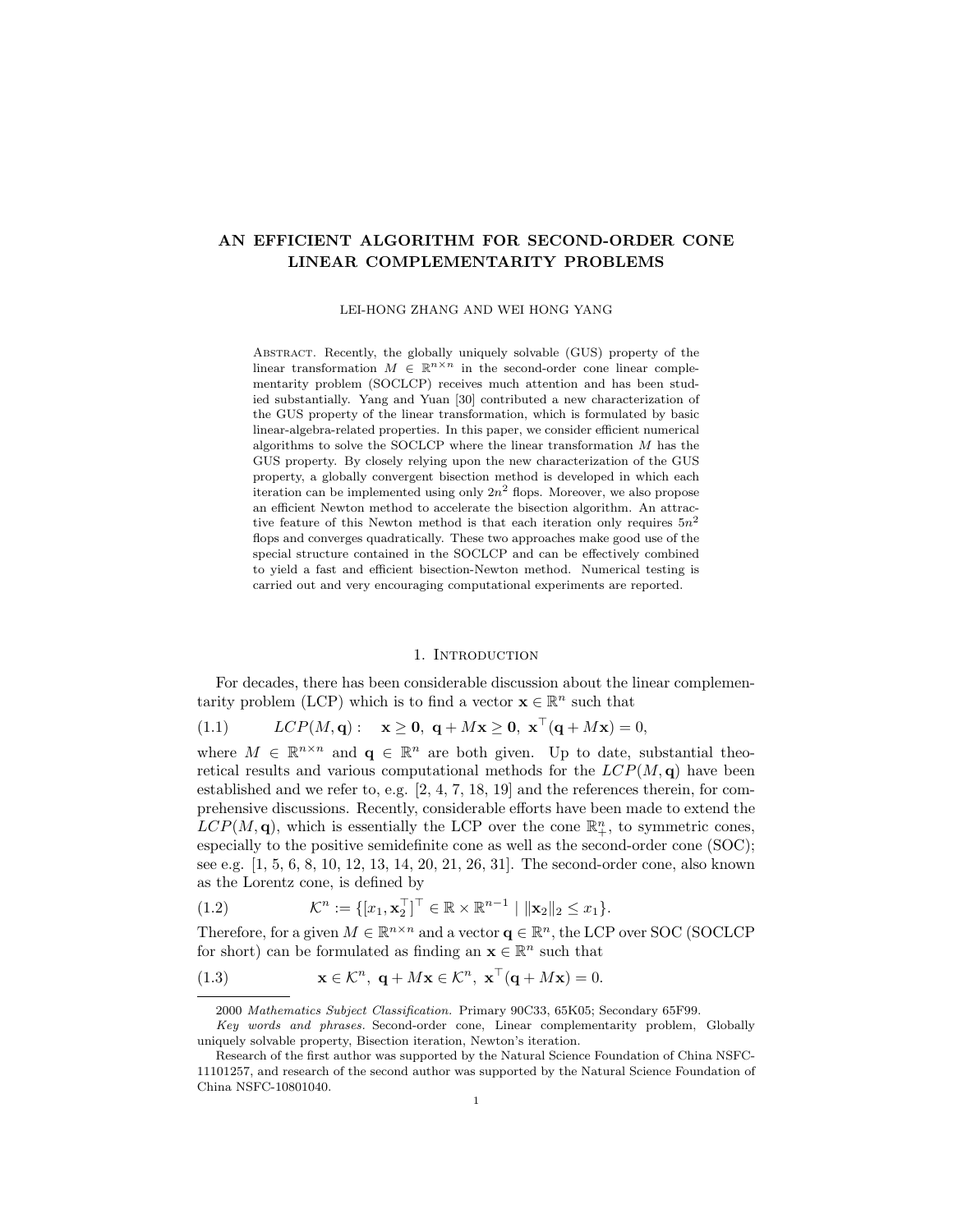# AN EFFICIENT ALGORITHM FOR SECOND-ORDER CONE LINEAR COMPLEMENTARITY PROBLEMS

LEI-HONG ZHANG AND WEI HONG YANG

Abstract. Recently, the globally uniquely solvable (GUS) property of the linear transformation $M \in \mathbb{R}^{n\times n}$ in the second-order cone linear complementarity problem (SOCLCP) receives much attention and has been studied substantially. Yang and Yuan [30] contributed a new characterization of the GUS property of the linear transformation, which is formulated by basic linear-algebra-related properties. In this paper, we consider efficient numerical algorithms to solve the SOCLCP where the linear transformation $M$ has the GUS property. By closely relying upon the new characterization of the GUS property, a globally convergent bisection method is developed in which each iteration can be implemented using only $2n^2$ flops. Moreover, we also propose an efficient Newton method to accelerate the bisection algorithm. An attractive feature of this Newton method is that each iteration only requires $5n^2$ flops and converges quadratically. These two approaches make good use of the special structure contained in the SOCLCP and can be effectively combined to yield a fast and efficient bisection-Newton method. Numerical testing is carried out and very encouraging computational experiments are reported.

## 1. Introduction

For decades, there has been considerable discussion about the linear complementarity problem (LCP) which is to find a vector $\mathbf{x} \in \mathbb{R}^n$ such that

$$
LCP(M, \mathbf{q}): \quad \mathbf{x} \geq \mathbf{0},\ \mathbf{q} + M\mathbf{x} \geq \mathbf{0},\ \mathbf{x}^\top(\mathbf{q} + M\mathbf{x}) = 0, \tag{1.1}
$$

where $M \in \mathbb{R}^{n\times n}$ and $\mathbf{q} \in \mathbb{R}^n$ are both given. Up to date, substantial theoretical results and various computational methods for the $LCP(M, \mathbf{q})$ have been established and we refer to, e.g. [2, 4, 7, 18, 19] and the references therein, for comprehensive discussions. Recently, considerable efforts have been made to extend the $LCP(M, \mathbf{q})$, which is essentially the LCP over the cone $\mathbb{R}^n_+$, to symmetric cones, especially to the positive semidefinite cone as well as the second-order cone (SOC); see e.g. [1, 5, 6, 8, 10, 12, 13, 14, 20, 21, 26, 31]. The second-order cone, also known as the Lorentz cone, is defined by

$$
\mathcal{K}^n := \{[x_1, \mathbf{x}_2^\top]^\top \in \mathbb{R} \times \mathbb{R}^{n-1} \mid \|\mathbf{x}_2\|_2 \leq x_1\}. \tag{1.2}
$$

Therefore, for a given $M \in \mathbb{R}^{n\times n}$ and a vector $\mathbf{q} \in \mathbb{R}^n$, the LCP over SOC (SOCLCP for short) can be formulated as finding an $\mathbf{x} \in \mathbb{R}^n$ such that

$$
\mathbf{x} \in \mathcal{K}^n,\ \mathbf{q} + M\mathbf{x} \in \mathcal{K}^n,\ \mathbf{x}^\top(\mathbf{q} + M\mathbf{x}) = 0. \tag{1.3}
$$

---

2000 *Mathematics Subject Classification.* Primary 90C33, 65K05; Secondary 65F99.

*Key words and phrases.* Second-order cone, Linear complementarity problem, Globally uniquely solvable property, Bisection iteration, Newton's iteration.

Research of the first author was supported by the Natural Science Foundation of China NSFC-11101257, and research of the second author was supported by the Natural Science Foundation of China NSFC-10801040.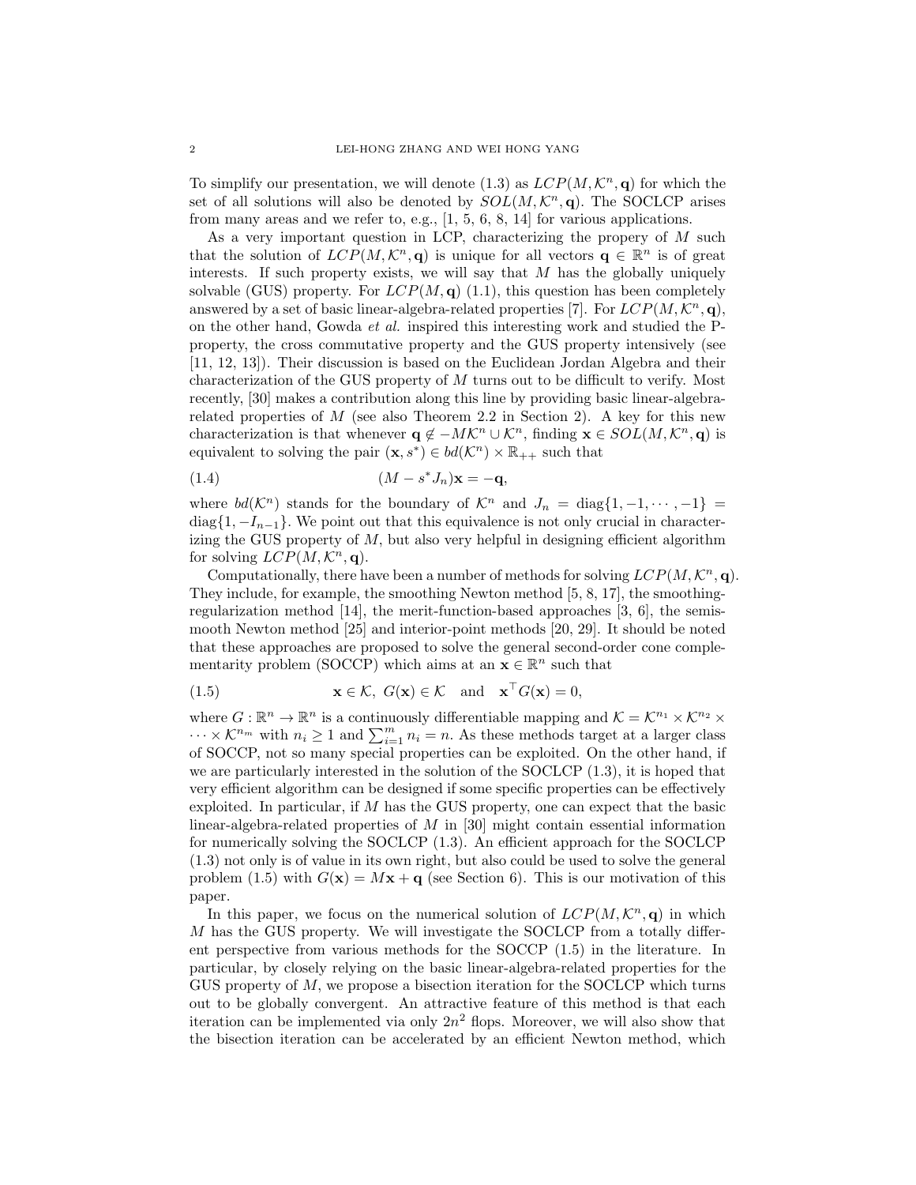To simplify our presentation, we will denote (1.3) as $LCP(M, \mathcal{K}^n, \mathbf{q})$ for which the set of all solutions will also be denoted by $SOL(M, \mathcal{K}^n, \mathbf{q})$. The SOCLCP arises from many areas and we refer to, e.g., [1, 5, 6, 8, 14] for various applications.

As a very important question in LCP, characterizing the propery of $M$ such that the solution of $LCP(M, \mathcal{K}^n, \mathbf{q})$ is unique for all vectors $\mathbf{q} \in \mathbb{R}^n$ is of great interests. If such property exists, we will say that $M$ has the globally uniquely solvable (GUS) property. For $LCP(M, \mathbf{q})$ (1.1), this question has been completely answered by a set of basic linear-algebra-related properties [7]. For $LCP(M, \mathcal{K}^n, \mathbf{q})$, on the other hand, Gowda *et al.* inspired this interesting work and studied the P-property, the cross commutative property and the GUS property intensively (see [11, 12, 13]). Their discussion is based on the Euclidean Jordan Algebra and their characterization of the GUS property of $M$ turns out to be difficult to verify. Most recently, [30] makes a contribution along this line by providing basic linear-algebra-related properties of $M$ (see also Theorem 2.2 in Section 2). A key for this new characterization is that whenever $\mathbf{q} \notin -M\mathcal{K}^n \cup \mathcal{K}^n$, finding $\mathbf{x} \in SOL(M, \mathcal{K}^n, \mathbf{q})$ is equivalent to solving the pair $(\mathbf{x}, s^*) \in bd(\mathcal{K}^n) \times \mathbb{R}_{++}$ such that

$$(M - s^* J_n)\mathbf{x} = -\mathbf{q}, \tag{1.4}$$

where $bd(\mathcal{K}^n)$ stands for the boundary of $\mathcal{K}^n$ and $J_n = \text{diag}\{1, -1, \cdots, -1\} = \text{diag}\{1, -I_{n-1}\}$. We point out that this equivalence is not only crucial in characterizing the GUS property of $M$, but also very helpful in designing efficient algorithm for solving $LCP(M, \mathcal{K}^n, \mathbf{q})$.

Computationally, there have been a number of methods for solving $LCP(M, \mathcal{K}^n, \mathbf{q})$. They include, for example, the smoothing Newton method [5, 8, 17], the smoothing-regularization method [14], the merit-function-based approaches [3, 6], the semismooth Newton method [25] and interior-point methods [20, 29]. It should be noted that these approaches are proposed to solve the general second-order cone complementarity problem (SOCCP) which aims at an $\mathbf{x} \in \mathbb{R}^n$ such that

$$\mathbf{x} \in \mathcal{K}, \ G(\mathbf{x}) \in \mathcal{K} \quad \text{and} \quad \mathbf{x}^\top G(\mathbf{x}) = 0, \tag{1.5}$$

where $G : \mathbb{R}^n \to \mathbb{R}^n$ is a continuously differentiable mapping and $\mathcal{K} = \mathcal{K}^{n_1} \times \mathcal{K}^{n_2} \times \cdots \times \mathcal{K}^{n_m}$ with $n_i \geq 1$ and $\sum_{i=1}^m n_i = n$. As these methods target at a larger class of SOCCP, not so many special properties can be exploited. On the other hand, if we are particularly interested in the solution of the SOCLCP (1.3), it is hoped that very efficient algorithm can be designed if some specific properties can be effectively exploited. In particular, if $M$ has the GUS property, one can expect that the basic linear-algebra-related properties of $M$ in [30] might contain essential information for numerically solving the SOCLCP (1.3). An efficient approach for the SOCLCP (1.3) not only is of value in its own right, but also could be used to solve the general problem (1.5) with $G(\mathbf{x}) = M\mathbf{x} + \mathbf{q}$ (see Section 6). This is our motivation of this paper.

In this paper, we focus on the numerical solution of $LCP(M, \mathcal{K}^n, \mathbf{q})$ in which $M$ has the GUS property. We will investigate the SOCLCP from a totally different perspective from various methods for the SOCCP (1.5) in the literature. In particular, by closely relying on the basic linear-algebra-related properties for the GUS property of $M$, we propose a bisection iteration for the SOCLCP which turns out to be globally convergent. An attractive feature of this method is that each iteration can be implemented via only $2n^2$ flops. Moreover, we will also show that the bisection iteration can be accelerated by an efficient Newton method, which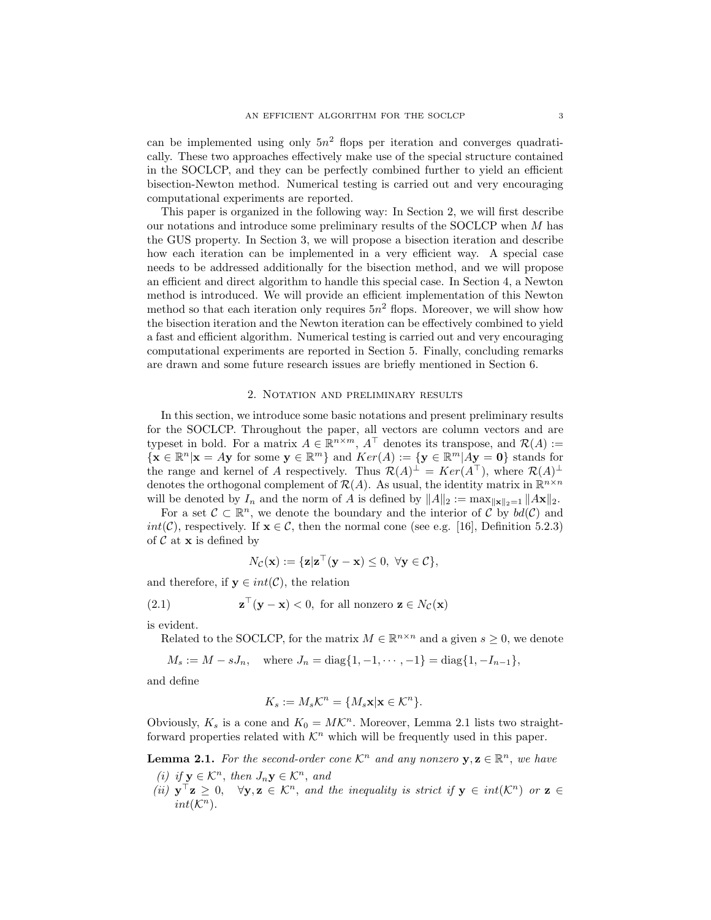can be implemented using only $5n^2$ flops per iteration and converges quadratically. These two approaches effectively make use of the special structure contained in the SOCLCP, and they can be perfectly combined further to yield an efficient bisection-Newton method. Numerical testing is carried out and very encouraging computational experiments are reported.

This paper is organized in the following way: In Section 2, we will first describe our notations and introduce some preliminary results of the SOCLCP when $M$ has the GUS property. In Section 3, we will propose a bisection iteration and describe how each iteration can be implemented in a very efficient way. A special case needs to be addressed additionally for the bisection method, and we will propose an efficient and direct algorithm to handle this special case. In Section 4, a Newton method is introduced. We will provide an efficient implementation of this Newton method so that each iteration only requires $5n^2$ flops. Moreover, we will show how the bisection iteration and the Newton iteration can be effectively combined to yield a fast and efficient algorithm. Numerical testing is carried out and very encouraging computational experiments are reported in Section 5. Finally, concluding remarks are drawn and some future research issues are briefly mentioned in Section 6.

## 2. Notation and preliminary results

In this section, we introduce some basic notations and present preliminary results for the SOCLCP. Throughout the paper, all vectors are column vectors and are typeset in bold. For a matrix $A \in \mathbb{R}^{n\times m}$, $A^\top$ denotes its transpose, and $\mathcal{R}(A) := \{\mathbf{x} \in \mathbb{R}^n | \mathbf{x} = A\mathbf{y} \text{ for some } \mathbf{y} \in \mathbb{R}^m\}$ and $Ker(A) := \{\mathbf{y} \in \mathbb{R}^m | A\mathbf{y} = \mathbf{0}\}$ stands for the range and kernel of $A$ respectively. Thus $\mathcal{R}(A)^\perp = Ker(A^\top)$, where $\mathcal{R}(A)^\perp$ denotes the orthogonal complement of $\mathcal{R}(A)$. As usual, the identity matrix in $\mathbb{R}^{n\times n}$ will be denoted by $I_n$ and the norm of $A$ is defined by $\|A\|_2 := \max_{\|\mathbf{x}\|_2=1} \|A\mathbf{x}\|_2$.

For a set $\mathcal{C} \subset \mathbb{R}^n$, we denote the boundary and the interior of $\mathcal{C}$ by $bd(\mathcal{C})$ and $int(\mathcal{C})$, respectively. If $\mathbf{x} \in \mathcal{C}$, then the normal cone (see e.g. [16], Definition 5.2.3) of $\mathcal{C}$ at $\mathbf{x}$ is defined by

$$N_{\mathcal{C}}(\mathbf{x}) := \{\mathbf{z} | \mathbf{z}^\top(\mathbf{y} - \mathbf{x}) \le 0, \ \forall \mathbf{y} \in \mathcal{C}\},$$

and therefore, if $\mathbf{y} \in int(\mathcal{C})$, the relation

$$\mathbf{z}^\top(\mathbf{y} - \mathbf{x}) < 0, \ \text{for all nonzero } \mathbf{z} \in N_{\mathcal{C}}(\mathbf{x}) \tag{2.1}$$

is evident.

Related to the SOCLCP, for the matrix $M \in \mathbb{R}^{n\times n}$ and a given $s \ge 0$, we denote

$$M_s := M - sJ_n, \quad \text{where } J_n = \text{diag}\{1, -1, \cdots, -1\} = \text{diag}\{1, -I_{n-1}\},$$

and define

$$K_s := M_s\mathcal{K}^n = \{M_s\mathbf{x} | \mathbf{x} \in \mathcal{K}^n\}.$$

Obviously, $K_s$ is a cone and $K_0 = M\mathcal{K}^n$. Moreover, Lemma 2.1 lists two straightforward properties related with $\mathcal{K}^n$ which will be frequently used in this paper.

**Lemma 2.1.** *For the second-order cone $\mathcal{K}^n$ and any nonzero $\mathbf{y}, \mathbf{z} \in \mathbb{R}^n$, we have*

*(i) if $\mathbf{y} \in \mathcal{K}^n$, then $J_n\mathbf{y} \in \mathcal{K}^n$, and*

*(ii) $\mathbf{y}^\top\mathbf{z} \ge 0, \quad \forall \mathbf{y}, \mathbf{z} \in \mathcal{K}^n$, and the inequality is strict if $\mathbf{y} \in int(\mathcal{K}^n)$ or $\mathbf{z} \in int(\mathcal{K}^n)$.*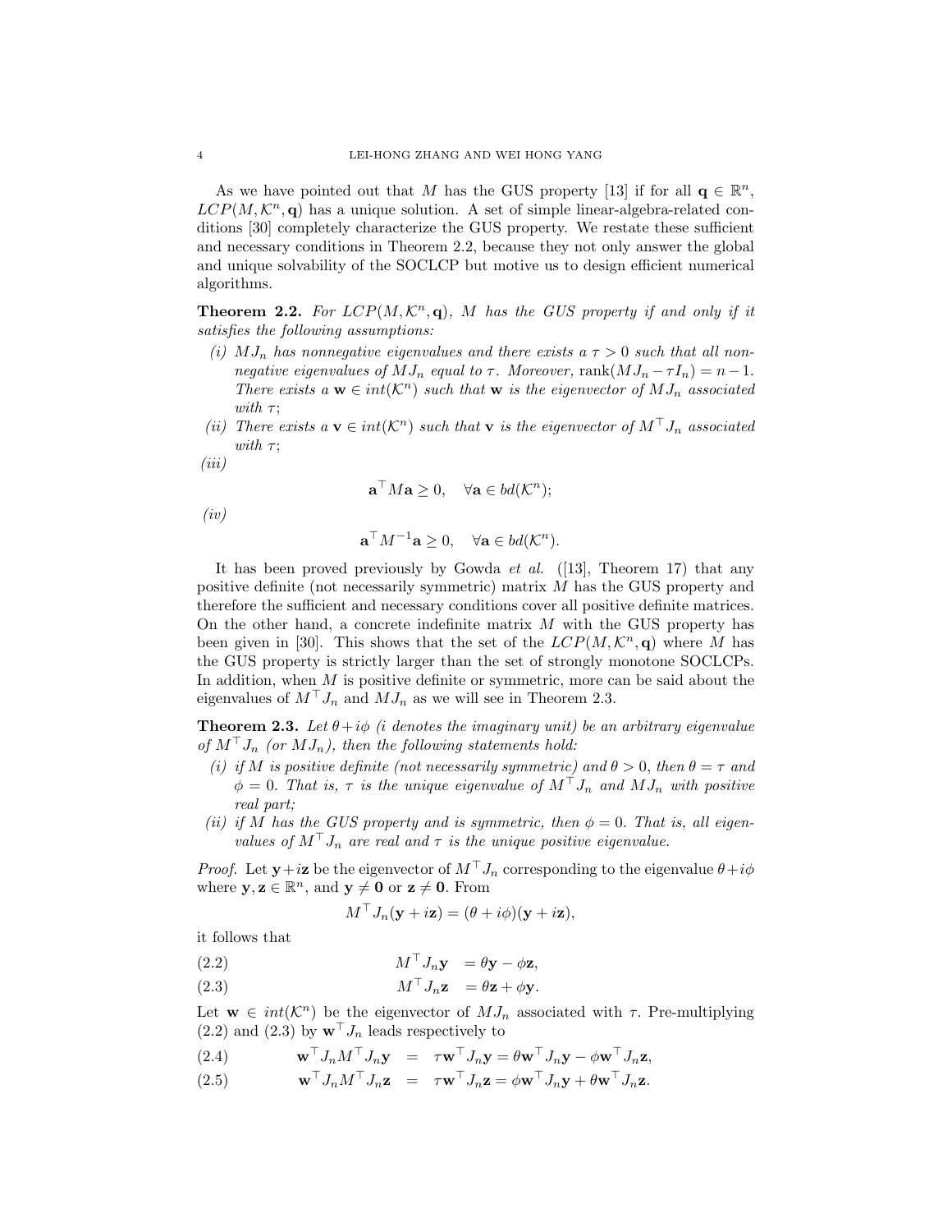As we have pointed out that $M$ has the GUS property [13] if for all $\mathbf{q} \in \mathbb{R}^n$, $LCP(M, \mathcal{K}^n, \mathbf{q})$ has a unique solution. A set of simple linear-algebra-related conditions [30] completely characterize the GUS property. We restate these sufficient and necessary conditions in Theorem 2.2, because they not only answer the global and unique solvability of the SOCLCP but motive us to design efficient numerical algorithms.

**Theorem 2.2.** *For $LCP(M, \mathcal{K}^n, \mathbf{q})$, $M$ has the GUS property if and only if it satisfies the following assumptions:*

*(i) $MJ_n$ has nonnegative eigenvalues and there exists a $\tau > 0$ such that all nonnegative eigenvalues of $MJ_n$ equal to $\tau$. Moreover, $\text{rank}(MJ_n - \tau I_n) = n-1$. There exists a $\mathbf{w} \in int(\mathcal{K}^n)$ such that $\mathbf{w}$ is the eigenvector of $MJ_n$ associated with $\tau$;*

*(ii) There exists a $\mathbf{v} \in int(\mathcal{K}^n)$ such that $\mathbf{v}$ is the eigenvector of $M^\top J_n$ associated with $\tau$;*

*(iii)*
$$\mathbf{a}^\top M\mathbf{a} \geq 0, \quad \forall \mathbf{a} \in bd(\mathcal{K}^n);$$

*(iv)*
$$\mathbf{a}^\top M^{-1}\mathbf{a} \geq 0, \quad \forall \mathbf{a} \in bd(\mathcal{K}^n).$$

It has been proved previously by Gowda *et al.* ([13], Theorem 17) that any positive definite (not necessarily symmetric) matrix $M$ has the GUS property and therefore the sufficient and necessary conditions cover all positive definite matrices. On the other hand, a concrete indefinite matrix $M$ with the GUS property has been given in [30]. This shows that the set of the $LCP(M, \mathcal{K}^n, \mathbf{q})$ where $M$ has the GUS property is strictly larger than the set of strongly monotone SOCLCPs. In addition, when $M$ is positive definite or symmetric, more can be said about the eigenvalues of $M^\top J_n$ and $MJ_n$ as we will see in Theorem 2.3.

**Theorem 2.3.** *Let $\theta + i\phi$ ($i$ denotes the imaginary unit) be an arbitrary eigenvalue of $M^\top J_n$ (or $MJ_n$), then the following statements hold:*

*(i) if $M$ is positive definite (not necessarily symmetric) and $\theta > 0$, then $\theta = \tau$ and $\phi = 0$. That is, $\tau$ is the unique eigenvalue of $M^\top J_n$ and $MJ_n$ with positive real part;*

*(ii) if $M$ has the GUS property and is symmetric, then $\phi = 0$. That is, all eigenvalues of $M^\top J_n$ are real and $\tau$ is the unique positive eigenvalue.*

*Proof.* Let $\mathbf{y}+i\mathbf{z}$ be the eigenvector of $M^\top J_n$ corresponding to the eigenvalue $\theta+i\phi$ where $\mathbf{y}, \mathbf{z} \in \mathbb{R}^n$, and $\mathbf{y} \neq \mathbf{0}$ or $\mathbf{z} \neq \mathbf{0}$. From

$$M^\top J_n(\mathbf{y} + i\mathbf{z}) = (\theta + i\phi)(\mathbf{y} + i\mathbf{z}),$$

it follows that

$$M^\top J_n\mathbf{y} = \theta\mathbf{y} - \phi\mathbf{z}, \tag{2.2}$$

$$M^\top J_n\mathbf{z} = \theta\mathbf{z} + \phi\mathbf{y}. \tag{2.3}$$

Let $\mathbf{w} \in int(\mathcal{K}^n)$ be the eigenvector of $MJ_n$ associated with $\tau$. Pre-multiplying (2.2) and (2.3) by $\mathbf{w}^\top J_n$ leads respectively to

$$\mathbf{w}^\top J_n M^\top J_n\mathbf{y} = \tau\mathbf{w}^\top J_n\mathbf{y} = \theta\mathbf{w}^\top J_n\mathbf{y} - \phi\mathbf{w}^\top J_n\mathbf{z}, \tag{2.4}$$

$$\mathbf{w}^\top J_n M^\top J_n\mathbf{z} = \tau\mathbf{w}^\top J_n\mathbf{z} = \phi\mathbf{w}^\top J_n\mathbf{y} + \theta\mathbf{w}^\top J_n\mathbf{z}. \tag{2.5}$$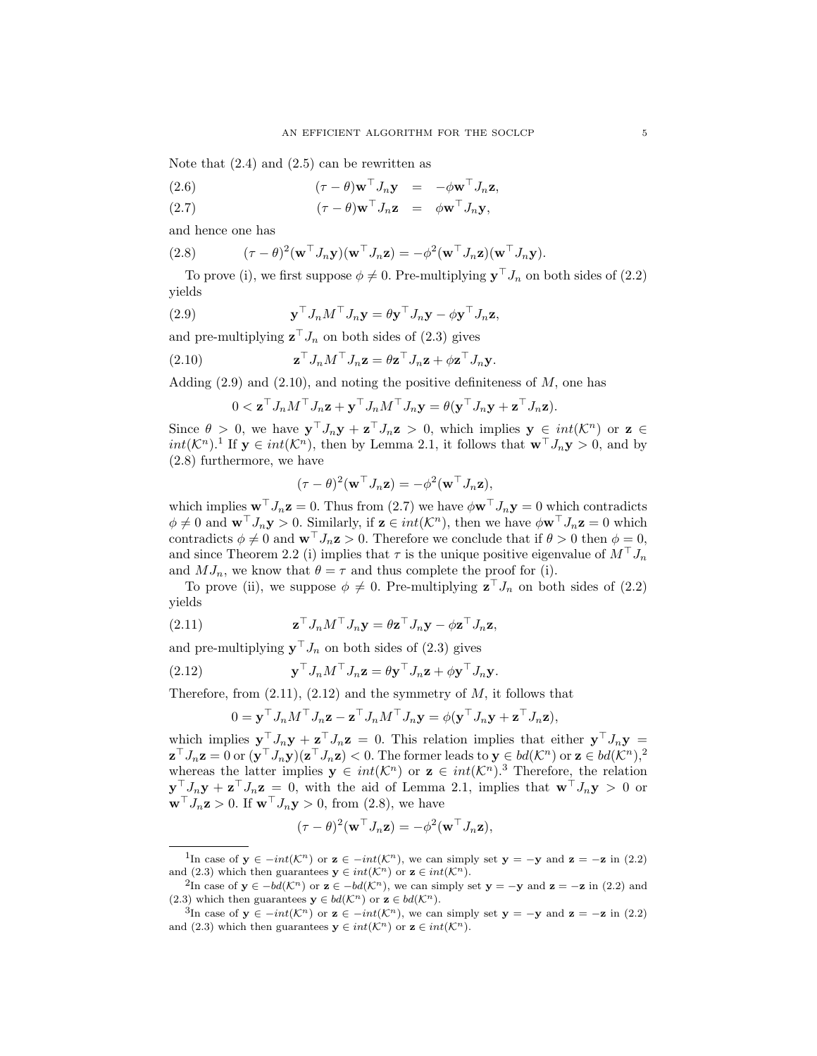Note that (2.4) and (2.5) can be rewritten as

$$(\tau - \theta)\mathbf{w}^\top J_n \mathbf{y} = -\phi \mathbf{w}^\top J_n \mathbf{z}, \tag{2.6}$$

$$(\tau - \theta)\mathbf{w}^\top J_n \mathbf{z} = \phi \mathbf{w}^\top J_n \mathbf{y}, \tag{2.7}$$

and hence one has

$$(\tau - \theta)^2(\mathbf{w}^\top J_n \mathbf{y})(\mathbf{w}^\top J_n \mathbf{z}) = -\phi^2(\mathbf{w}^\top J_n \mathbf{z})(\mathbf{w}^\top J_n \mathbf{y}). \tag{2.8}$$

To prove (i), we first suppose $\phi \neq 0$. Pre-multiplying $\mathbf{y}^\top J_n$ on both sides of (2.2) yields

$$\mathbf{y}^\top J_n M^\top J_n \mathbf{y} = \theta \mathbf{y}^\top J_n \mathbf{y} - \phi \mathbf{y}^\top J_n \mathbf{z}, \tag{2.9}$$

and pre-multiplying $\mathbf{z}^\top J_n$ on both sides of (2.3) gives

$$\mathbf{z}^\top J_n M^\top J_n \mathbf{z} = \theta \mathbf{z}^\top J_n \mathbf{z} + \phi \mathbf{z}^\top J_n \mathbf{y}. \tag{2.10}$$

Adding (2.9) and (2.10), and noting the positive definiteness of $M$, one has

$$0 < \mathbf{z}^\top J_n M^\top J_n \mathbf{z} + \mathbf{y}^\top J_n M^\top J_n \mathbf{y} = \theta(\mathbf{y}^\top J_n \mathbf{y} + \mathbf{z}^\top J_n \mathbf{z}).$$

Since $\theta > 0$, we have $\mathbf{y}^\top J_n \mathbf{y} + \mathbf{z}^\top J_n \mathbf{z} > 0$, which implies $\mathbf{y} \in int(\mathcal{K}^n)$ or $\mathbf{z} \in int(\mathcal{K}^n)$.[1] If $\mathbf{y} \in int(\mathcal{K}^n)$, then by Lemma 2.1, it follows that $\mathbf{w}^\top J_n \mathbf{y} > 0$, and by (2.8) furthermore, we have

$$(\tau - \theta)^2(\mathbf{w}^\top J_n \mathbf{z}) = -\phi^2(\mathbf{w}^\top J_n \mathbf{z}),$$

which implies $\mathbf{w}^\top J_n \mathbf{z} = 0$. Thus from (2.7) we have $\phi \mathbf{w}^\top J_n \mathbf{y} = 0$ which contradicts $\phi \neq 0$ and $\mathbf{w}^\top J_n \mathbf{y} > 0$. Similarly, if $\mathbf{z} \in int(\mathcal{K}^n)$, then we have $\phi \mathbf{w}^\top J_n \mathbf{z} = 0$ which contradicts $\phi \neq 0$ and $\mathbf{w}^\top J_n \mathbf{z} > 0$. Therefore we conclude that if $\theta > 0$ then $\phi = 0$, and since Theorem 2.2 (i) implies that $\tau$ is the unique positive eigenvalue of $M^\top J_n$ and $MJ_n$, we know that $\theta = \tau$ and thus complete the proof for (i).

To prove (ii), we suppose $\phi \neq 0$. Pre-multiplying $\mathbf{z}^\top J_n$ on both sides of (2.2) yields

$$\mathbf{z}^\top J_n M^\top J_n \mathbf{y} = \theta \mathbf{z}^\top J_n \mathbf{y} - \phi \mathbf{z}^\top J_n \mathbf{z}, \tag{2.11}$$

and pre-multiplying $\mathbf{y}^\top J_n$ on both sides of (2.3) gives

$$\mathbf{y}^\top J_n M^\top J_n \mathbf{z} = \theta \mathbf{y}^\top J_n \mathbf{z} + \phi \mathbf{y}^\top J_n \mathbf{y}. \tag{2.12}$$

Therefore, from (2.11), (2.12) and the symmetry of $M$, it follows that

$$0 = \mathbf{y}^\top J_n M^\top J_n \mathbf{z} - \mathbf{z}^\top J_n M^\top J_n \mathbf{y} = \phi(\mathbf{y}^\top J_n \mathbf{y} + \mathbf{z}^\top J_n \mathbf{z}),$$

which implies $\mathbf{y}^\top J_n \mathbf{y} + \mathbf{z}^\top J_n \mathbf{z} = 0$. This relation implies that either $\mathbf{y}^\top J_n \mathbf{y} = \mathbf{z}^\top J_n \mathbf{z} = 0$ or $(\mathbf{y}^\top J_n \mathbf{y})(\mathbf{z}^\top J_n \mathbf{z}) < 0$. The former leads to $\mathbf{y} \in bd(\mathcal{K}^n)$ or $\mathbf{z} \in bd(\mathcal{K}^n)$,[2] whereas the latter implies $\mathbf{y} \in int(\mathcal{K}^n)$ or $\mathbf{z} \in int(\mathcal{K}^n)$.[3] Therefore, the relation $\mathbf{y}^\top J_n \mathbf{y} + \mathbf{z}^\top J_n \mathbf{z} = 0$, with the aid of Lemma 2.1, implies that $\mathbf{w}^\top J_n \mathbf{y} > 0$ or $\mathbf{w}^\top J_n \mathbf{z} > 0$. If $\mathbf{w}^\top J_n \mathbf{y} > 0$, from (2.8), we have

$$(\tau - \theta)^2(\mathbf{w}^\top J_n \mathbf{z}) = -\phi^2(\mathbf{w}^\top J_n \mathbf{z}),$$

---

[1] In case of $\mathbf{y} \in -int(\mathcal{K}^n)$ or $\mathbf{z} \in -int(\mathcal{K}^n)$, we can simply set $\mathbf{y} = -\mathbf{y}$ and $\mathbf{z} = -\mathbf{z}$ in (2.2) and (2.3) which then guarantees $\mathbf{y} \in int(\mathcal{K}^n)$ or $\mathbf{z} \in int(\mathcal{K}^n)$.

[2] In case of $\mathbf{y} \in -bd(\mathcal{K}^n)$ or $\mathbf{z} \in -bd(\mathcal{K}^n)$, we can simply set $\mathbf{y} = -\mathbf{y}$ and $\mathbf{z} = -\mathbf{z}$ in (2.2) and (2.3) which then guarantees $\mathbf{y} \in bd(\mathcal{K}^n)$ or $\mathbf{z} \in bd(\mathcal{K}^n)$.

[3] In case of $\mathbf{y} \in -int(\mathcal{K}^n)$ or $\mathbf{z} \in -int(\mathcal{K}^n)$, we can simply set $\mathbf{y} = -\mathbf{y}$ and $\mathbf{z} = -\mathbf{z}$ in (2.2) and (2.3) which then guarantees $\mathbf{y} \in int(\mathcal{K}^n)$ or $\mathbf{z} \in int(\mathcal{K}^n)$.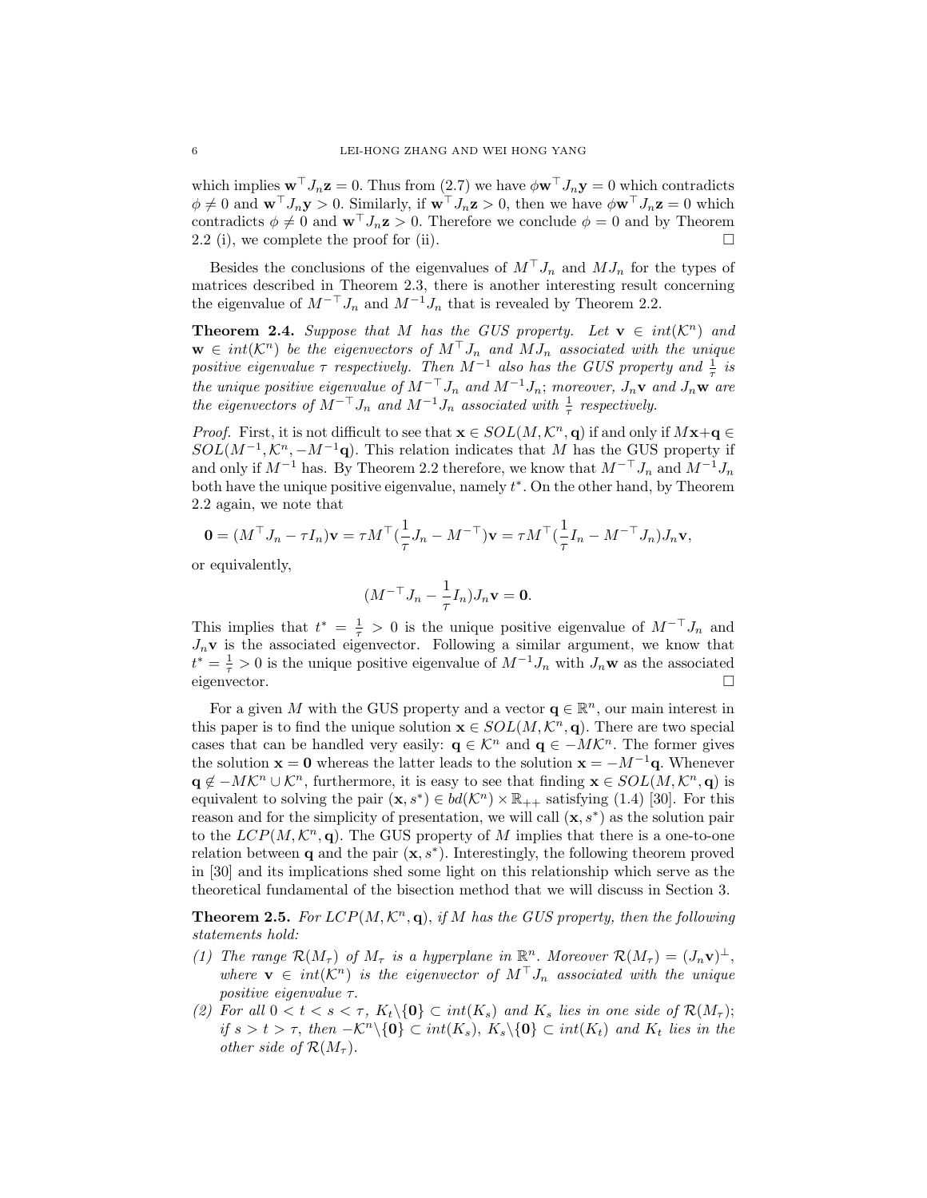which implies $\mathbf{w}^\top J_n \mathbf{z} = 0$. Thus from (2.7) we have $\phi \mathbf{w}^\top J_n \mathbf{y} = 0$ which contradicts $\phi \neq 0$ and $\mathbf{w}^\top J_n \mathbf{y} > 0$. Similarly, if $\mathbf{w}^\top J_n \mathbf{z} > 0$, then we have $\phi \mathbf{w}^\top J_n \mathbf{z} = 0$ which contradicts $\phi \neq 0$ and $\mathbf{w}^\top J_n \mathbf{z} > 0$. Therefore we conclude $\phi = 0$ and by Theorem 2.2 (i), we complete the proof for (ii). $\square$

Besides the conclusions of the eigenvalues of $M^\top J_n$ and $MJ_n$ for the types of matrices described in Theorem 2.3, there is another interesting result concerning the eigenvalue of $M^{-\top} J_n$ and $M^{-1} J_n$ that is revealed by Theorem 2.2.

**Theorem 2.4.** *Suppose that $M$ has the GUS property. Let $\mathbf{v} \in int(\mathcal{K}^n)$ and $\mathbf{w} \in int(\mathcal{K}^n)$ be the eigenvectors of $M^\top J_n$ and $MJ_n$ associated with the unique positive eigenvalue $\tau$ respectively. Then $M^{-1}$ also has the GUS property and $\frac{1}{\tau}$ is the unique positive eigenvalue of $M^{-\top} J_n$ and $M^{-1} J_n$; moreover, $J_n \mathbf{v}$ and $J_n \mathbf{w}$ are the eigenvectors of $M^{-\top} J_n$ and $M^{-1} J_n$ associated with $\frac{1}{\tau}$ respectively.*

*Proof.* First, it is not difficult to see that $\mathbf{x} \in SOL(M, \mathcal{K}^n, \mathbf{q})$ if and only if $M\mathbf{x} + \mathbf{q} \in SOL(M^{-1}, \mathcal{K}^n, -M^{-1}\mathbf{q})$. This relation indicates that $M$ has the GUS property if and only if $M^{-1}$ has. By Theorem 2.2 therefore, we know that $M^{-\top} J_n$ and $M^{-1} J_n$ both have the unique positive eigenvalue, namely $t^*$. On the other hand, by Theorem 2.2 again, we note that

$$\mathbf{0} = (M^\top J_n - \tau I_n)\mathbf{v} = \tau M^\top (\frac{1}{\tau} J_n - M^{-\top})\mathbf{v} = \tau M^\top (\frac{1}{\tau} I_n - M^{-\top} J_n) J_n \mathbf{v},$$

or equivalently,

$$(M^{-\top} J_n - \frac{1}{\tau} I_n) J_n \mathbf{v} = \mathbf{0}.$$

This implies that $t^* = \frac{1}{\tau} > 0$ is the unique positive eigenvalue of $M^{-\top} J_n$ and $J_n \mathbf{v}$ is the associated eigenvector. Following a similar argument, we know that $t^* = \frac{1}{\tau} > 0$ is the unique positive eigenvalue of $M^{-1} J_n$ with $J_n \mathbf{w}$ as the associated eigenvector. $\square$

For a given $M$ with the GUS property and a vector $\mathbf{q} \in \mathbb{R}^n$, our main interest in this paper is to find the unique solution $\mathbf{x} \in SOL(M, \mathcal{K}^n, \mathbf{q})$. There are two special cases that can be handled very easily: $\mathbf{q} \in \mathcal{K}^n$ and $\mathbf{q} \in -M\mathcal{K}^n$. The former gives the solution $\mathbf{x} = \mathbf{0}$ whereas the latter leads to the solution $\mathbf{x} = -M^{-1}\mathbf{q}$. Whenever $\mathbf{q} \notin -M\mathcal{K}^n \cup \mathcal{K}^n$, furthermore, it is easy to see that finding $\mathbf{x} \in SOL(M, \mathcal{K}^n, \mathbf{q})$ is equivalent to solving the pair $(\mathbf{x}, s^*) \in bd(\mathcal{K}^n) \times \mathbb{R}_{++}$ satisfying (1.4) [30]. For this reason and for the simplicity of presentation, we will call $(\mathbf{x}, s^*)$ as the solution pair to the $LCP(M, \mathcal{K}^n, \mathbf{q})$. The GUS property of $M$ implies that there is a one-to-one relation between $\mathbf{q}$ and the pair $(\mathbf{x}, s^*)$. Interestingly, the following theorem proved in [30] and its implications shed some light on this relationship which serve as the theoretical fundamental of the bisection method that we will discuss in Section 3.

**Theorem 2.5.** *For $LCP(M, \mathcal{K}^n, \mathbf{q})$, if $M$ has the GUS property, then the following statements hold:*

1. *The range $\mathcal{R}(M_\tau)$ of $M_\tau$ is a hyperplane in $\mathbb{R}^n$. Moreover $\mathcal{R}(M_\tau) = (J_n \mathbf{v})^\perp$, where $\mathbf{v} \in int(\mathcal{K}^n)$ is the eigenvector of $M^\top J_n$ associated with the unique positive eigenvalue $\tau$.*
2. *For all $0 < t < s < \tau$, $K_t \backslash \{\mathbf{0}\} \subset int(K_s)$ and $K_s$ lies in one side of $\mathcal{R}(M_\tau)$; if $s > t > \tau$, then $-\mathcal{K}^n \backslash \{\mathbf{0}\} \subset int(K_s)$, $K_s \backslash \{\mathbf{0}\} \subset int(K_t)$ and $K_t$ lies in the other side of $\mathcal{R}(M_\tau)$.*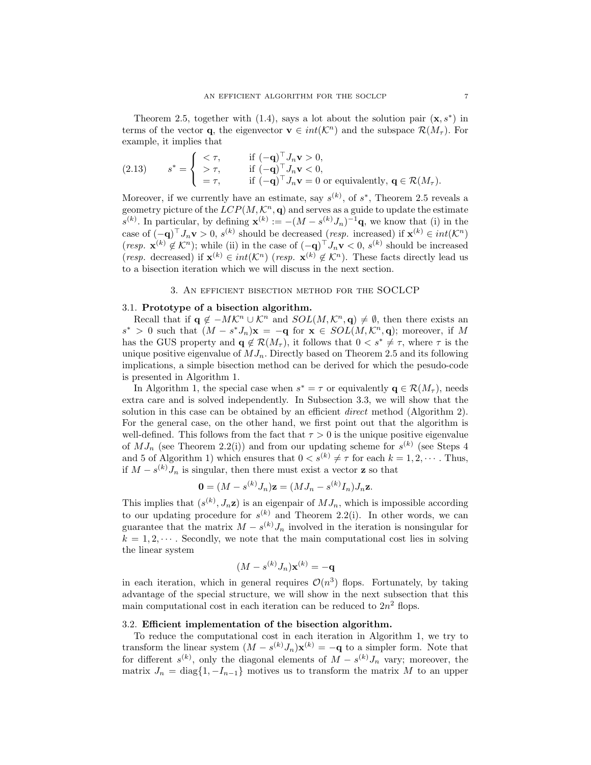Theorem 2.5, together with (1.4), says a lot about the solution pair $(\mathbf{x}, s^*)$ in terms of the vector $\mathbf{q}$, the eigenvector $\mathbf{v} \in int(\mathcal{K}^n)$ and the subspace $\mathcal{R}(M_\tau)$. For example, it implies that

$$
s^* = \begin{cases} < \tau, & \text{if } (-\mathbf{q})^\top J_n \mathbf{v} > 0, \\ > \tau, & \text{if } (-\mathbf{q})^\top J_n \mathbf{v} < 0, \\ = \tau, & \text{if } (-\mathbf{q})^\top J_n \mathbf{v} = 0 \text{ or equivalently, } \mathbf{q} \in \mathcal{R}(M_\tau). \end{cases} \tag{2.13}
$$

Moreover, if we currently have an estimate, say $s^{(k)}$, of $s^*$, Theorem 2.5 reveals a geometry picture of the $LCP(M, \mathcal{K}^n, \mathbf{q})$ and serves as a guide to update the estimate $s^{(k)}$. In particular, by defining $\mathbf{x}^{(k)} := -(M - s^{(k)} J_n)^{-1}\mathbf{q}$, we know that (i) in the case of $(-\mathbf{q})^\top J_n \mathbf{v} > 0$, $s^{(k)}$ should be decreased (*resp.* increased) if $\mathbf{x}^{(k)} \in int(\mathcal{K}^n)$ (*resp.* $\mathbf{x}^{(k)} \notin \mathcal{K}^n$); while (ii) in the case of $(-\mathbf{q})^\top J_n \mathbf{v} < 0$, $s^{(k)}$ should be increased (*resp.* decreased) if $\mathbf{x}^{(k)} \in int(\mathcal{K}^n)$ (*resp.* $\mathbf{x}^{(k)} \notin \mathcal{K}^n$). These facts directly lead us to a bisection iteration which we will discuss in the next section.

## 3. An efficient bisection method for the SOCLCP

### 3.1. Prototype of a bisection algorithm.

Recall that if $\mathbf{q} \notin -M\mathcal{K}^n \cup \mathcal{K}^n$ and $SOL(M, \mathcal{K}^n, \mathbf{q}) \neq \emptyset$, then there exists an $s^* > 0$ such that $(M - s^* J_n)\mathbf{x} = -\mathbf{q}$ for $\mathbf{x} \in SOL(M, \mathcal{K}^n, \mathbf{q})$; moreover, if $M$ has the GUS property and $\mathbf{q} \notin \mathcal{R}(M_\tau)$, it follows that $0 < s^* \neq \tau$, where $\tau$ is the unique positive eigenvalue of $MJ_n$. Directly based on Theorem 2.5 and its following implications, a simple bisection method can be derived for which the pesudo-code is presented in Algorithm 1.

In Algorithm 1, the special case when $s^* = \tau$ or equivalently $\mathbf{q} \in \mathcal{R}(M_\tau)$, needs extra care and is solved independently. In Subsection 3.3, we will show that the solution in this case can be obtained by an efficient *direct* method (Algorithm 2). For the general case, on the other hand, we first point out that the algorithm is well-defined. This follows from the fact that $\tau > 0$ is the unique positive eigenvalue of $MJ_n$ (see Theorem 2.2(i)) and from our updating scheme for $s^{(k)}$ (see Steps 4 and 5 of Algorithm 1) which ensures that $0 < s^{(k)} \neq \tau$ for each $k = 1, 2, \cdots$. Thus, if $M - s^{(k)} J_n$ is singular, then there must exist a vector $\mathbf{z}$ so that

$$
\mathbf{0} = (M - s^{(k)} J_n)\mathbf{z} = (MJ_n - s^{(k)} I_n) J_n \mathbf{z}.
$$

This implies that $(s^{(k)}, J_n \mathbf{z})$ is an eigenpair of $MJ_n$, which is impossible according to our updating procedure for $s^{(k)}$ and Theorem 2.2(i). In other words, we can guarantee that the matrix $M - s^{(k)} J_n$ involved in the iteration is nonsingular for $k = 1, 2, \cdots$. Secondly, we note that the main computational cost lies in solving the linear system

$$
(M - s^{(k)} J_n)\mathbf{x}^{(k)} = -\mathbf{q}
$$

in each iteration, which in general requires $\mathcal{O}(n^3)$ flops. Fortunately, by taking advantage of the special structure, we will show in the next subsection that this main computational cost in each iteration can be reduced to $2n^2$ flops.

### 3.2. Efficient implementation of the bisection algorithm.

To reduce the computational cost in each iteration in Algorithm 1, we try to transform the linear system $(M - s^{(k)} J_n)\mathbf{x}^{(k)} = -\mathbf{q}$ to a simpler form. Note that for different $s^{(k)}$, only the diagonal elements of $M - s^{(k)} J_n$ vary; moreover, the matrix $J_n = \text{diag}\{1, -I_{n-1}\}$ motives us to transform the matrix $M$ to an upper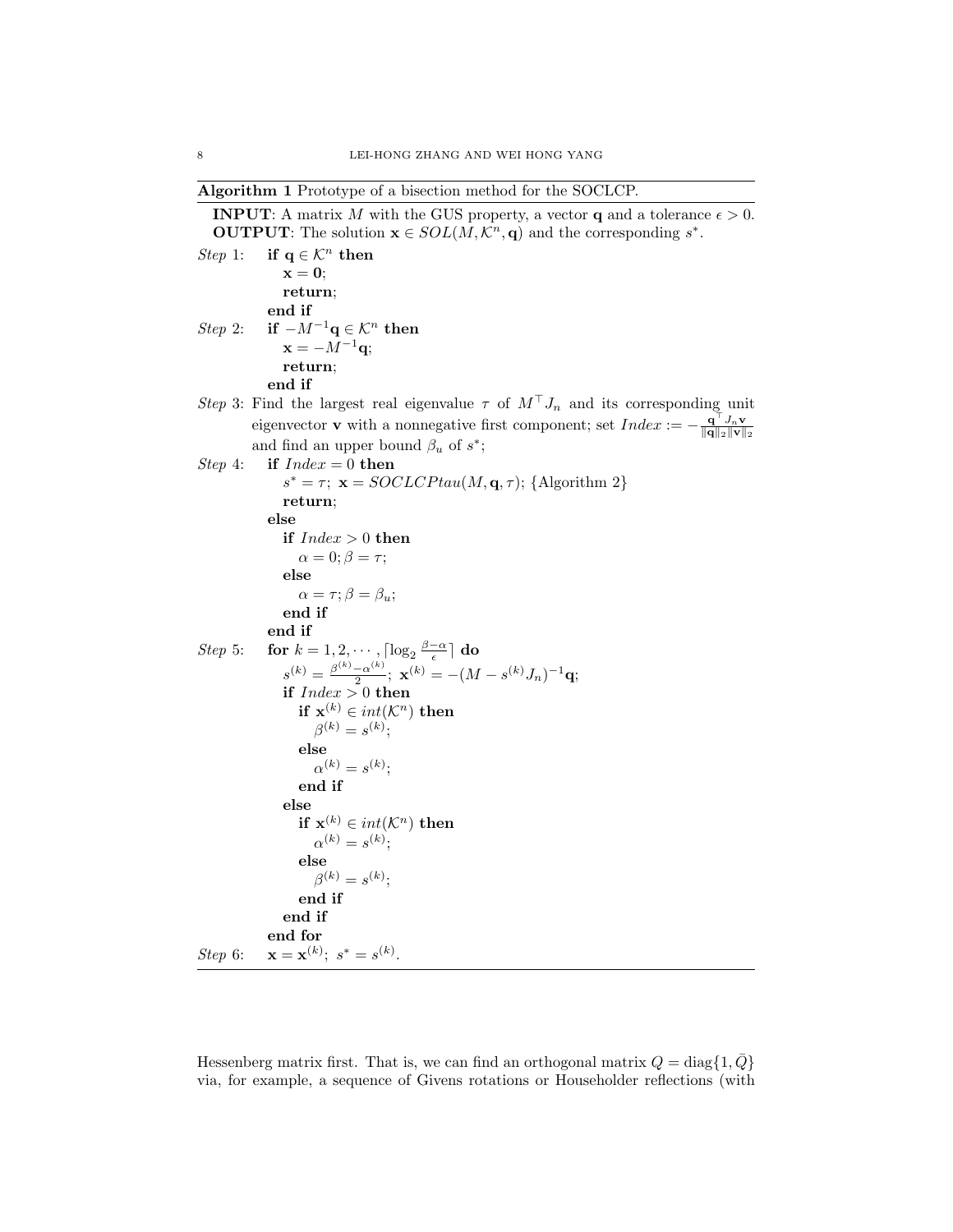**Algorithm 1** Prototype of a bisection method for the SOCLCP.

**INPUT**: A matrix $M$ with the GUS property, a vector $\mathbf{q}$ and a tolerance $\epsilon > 0$.
**OUTPUT**: The solution $\mathbf{x} \in SOL(M, \mathcal{K}^n, \mathbf{q})$ and the corresponding $s^*$.

```
Step 1:  if q ∈ K^n then
             x = 0;
             return;
         end if
Step 2:  if −M^{-1}q ∈ K^n then
             x = −M^{-1}q;
             return;
         end if
Step 3:  Find the largest real eigenvalue τ of M^T J_n and its corresponding unit
         eigenvector v with a nonnegative first component; set
         Index := −(q^T J_n v)/(‖q‖_2 ‖v‖_2)
         and find an upper bound β_u of s*;
Step 4:  if Index = 0 then
             s* = τ;  x = SOCLCPtau(M, q, τ); {Algorithm 2}
             return;
         else
             if Index > 0 then
                 α = 0; β = τ;
             else
                 α = τ; β = β_u;
             end if
         end if
Step 5:  for k = 1, 2, ···, ⌈log_2 ((β−α)/ε)⌉ do
             s^(k) = (β^(k) − α^(k))/2;  x^(k) = −(M − s^(k) J_n)^{-1} q;
             if Index > 0 then
                 if x^(k) ∈ int(K^n) then
                     β^(k) = s^(k);
                 else
                     α^(k) = s^(k);
                 end if
             else
                 if x^(k) ∈ int(K^n) then
                     α^(k) = s^(k);
                 else
                     β^(k) = s^(k);
                 end if
             end if
         end for
Step 6:  x = x^(k);  s* = s^(k).
```

Hessenberg matrix first. That is, we can find an orthogonal matrix $Q = \text{diag}\{1, \bar{Q}\}$ via, for example, a sequence of Givens rotations or Householder reflections (with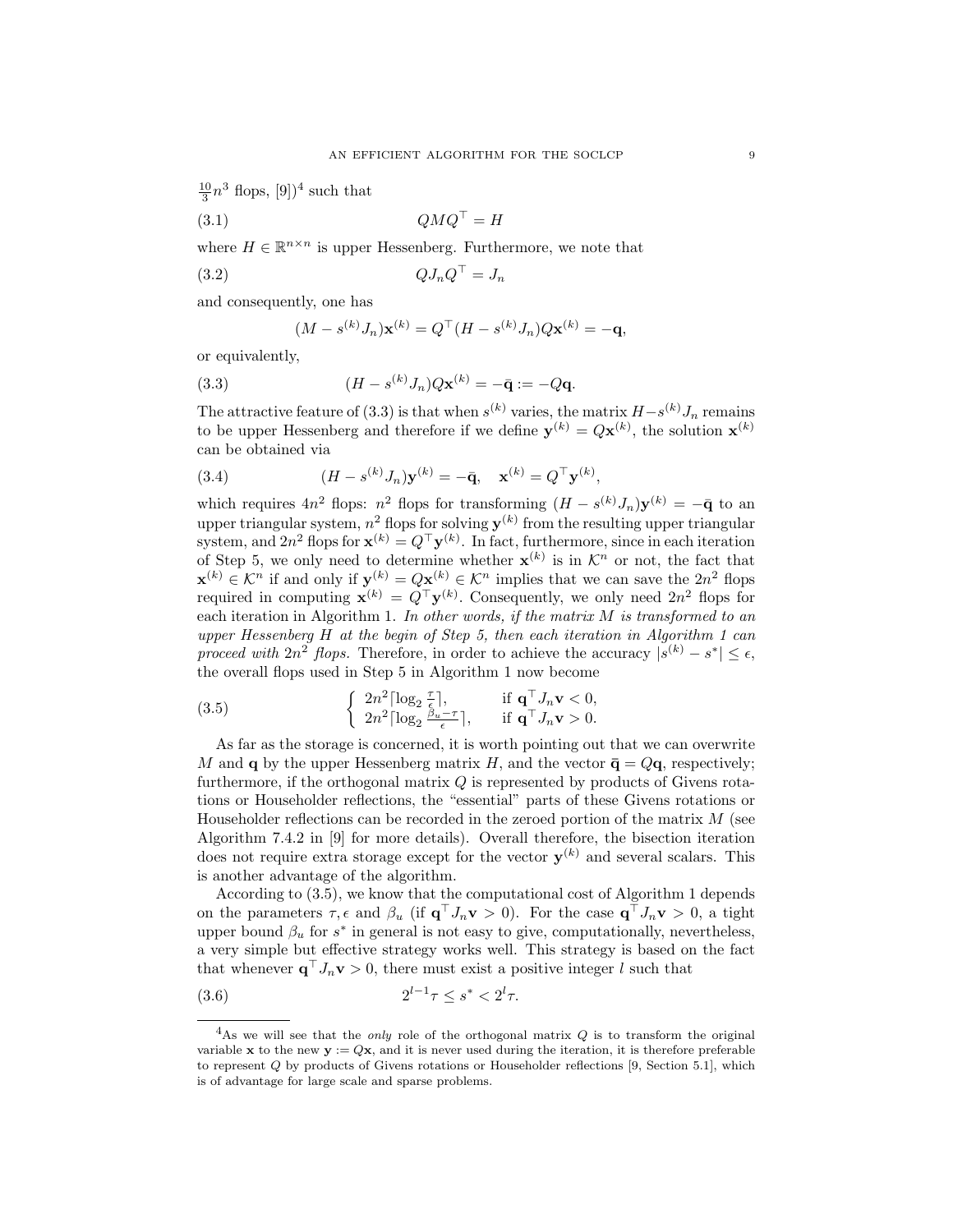$\frac{10}{3}n^3$ flops, [9])[4] such that

$$QMQ^\top = H \tag{3.1}$$

where $H \in \mathbb{R}^{n\times n}$ is upper Hessenberg. Furthermore, we note that

$$QJ_nQ^\top = J_n \tag{3.2}$$

and consequently, one has

$$(M - s^{(k)}J_n)\mathbf{x}^{(k)} = Q^\top(H - s^{(k)}J_n)Q\mathbf{x}^{(k)} = -\mathbf{q},$$

or equivalently,

$$(H - s^{(k)}J_n)Q\mathbf{x}^{(k)} = -\bar{\mathbf{q}} := -Q\mathbf{q}. \tag{3.3}$$

The attractive feature of (3.3) is that when $s^{(k)}$ varies, the matrix $H - s^{(k)}J_n$ remains to be upper Hessenberg and therefore if we define $\mathbf{y}^{(k)} = Q\mathbf{x}^{(k)}$, the solution $\mathbf{x}^{(k)}$ can be obtained via

$$(H - s^{(k)}J_n)\mathbf{y}^{(k)} = -\bar{\mathbf{q}}, \quad \mathbf{x}^{(k)} = Q^\top\mathbf{y}^{(k)}, \tag{3.4}$$

which requires $4n^2$ flops: $n^2$ flops for transforming $(H - s^{(k)}J_n)\mathbf{y}^{(k)} = -\bar{\mathbf{q}}$ to an upper triangular system, $n^2$ flops for solving $\mathbf{y}^{(k)}$ from the resulting upper triangular system, and $2n^2$ flops for $\mathbf{x}^{(k)} = Q^\top\mathbf{y}^{(k)}$. In fact, furthermore, since in each iteration of Step 5, we only need to determine whether $\mathbf{x}^{(k)}$ is in $\mathcal{K}^n$ or not, the fact that $\mathbf{x}^{(k)} \in \mathcal{K}^n$ if and only if $\mathbf{y}^{(k)} = Q\mathbf{x}^{(k)} \in \mathcal{K}^n$ implies that we can save the $2n^2$ flops required in computing $\mathbf{x}^{(k)} = Q^\top\mathbf{y}^{(k)}$. Consequently, we only need $2n^2$ flops for each iteration in Algorithm 1. *In other words, if the matrix $M$ is transformed to an upper Hessenberg $H$ at the begin of Step 5, then each iteration in Algorithm 1 can proceed with $2n^2$ flops.* Therefore, in order to achieve the accuracy $|s^{(k)} - s^*| \le \epsilon$, the overall flops used in Step 5 in Algorithm 1 now become

$$\begin{cases} 2n^2\lceil \log_2 \frac{\tau}{\epsilon}\rceil, & \text{if } \mathbf{q}^\top J_n\mathbf{v} < 0, \\ 2n^2\lceil \log_2 \frac{\beta_u - \tau}{\epsilon}\rceil, & \text{if } \mathbf{q}^\top J_n\mathbf{v} > 0. \end{cases} \tag{3.5}$$

As far as the storage is concerned, it is worth pointing out that we can overwrite $M$ and $\mathbf{q}$ by the upper Hessenberg matrix $H$, and the vector $\bar{\mathbf{q}} = Q\mathbf{q}$, respectively; furthermore, if the orthogonal matrix $Q$ is represented by products of Givens rotations or Householder reflections, the "essential" parts of these Givens rotations or Householder reflections can be recorded in the zeroed portion of the matrix $M$ (see Algorithm 7.4.2 in [9] for more details). Overall therefore, the bisection iteration does not require extra storage except for the vector $\mathbf{y}^{(k)}$ and several scalars. This is another advantage of the algorithm.

According to (3.5), we know that the computational cost of Algorithm 1 depends on the parameters $\tau, \epsilon$ and $\beta_u$ (if $\mathbf{q}^\top J_n\mathbf{v} > 0$). For the case $\mathbf{q}^\top J_n\mathbf{v} > 0$, a tight upper bound $\beta_u$ for $s^*$ in general is not easy to give, computationally, nevertheless, a very simple but effective strategy works well. This strategy is based on the fact that whenever $\mathbf{q}^\top J_n\mathbf{v} > 0$, there must exist a positive integer $l$ such that

$$2^{l-1}\tau \le s^* < 2^l\tau. \tag{3.6}$$

---

[4] As we will see that the *only* role of the orthogonal matrix $Q$ is to transform the original variable $\mathbf{x}$ to the new $\mathbf{y} := Q\mathbf{x}$, and it is never used during the iteration, it is therefore preferable to represent $Q$ by products of Givens rotations or Householder reflections [9, Section 5.1], which is of advantage for large scale and sparse problems.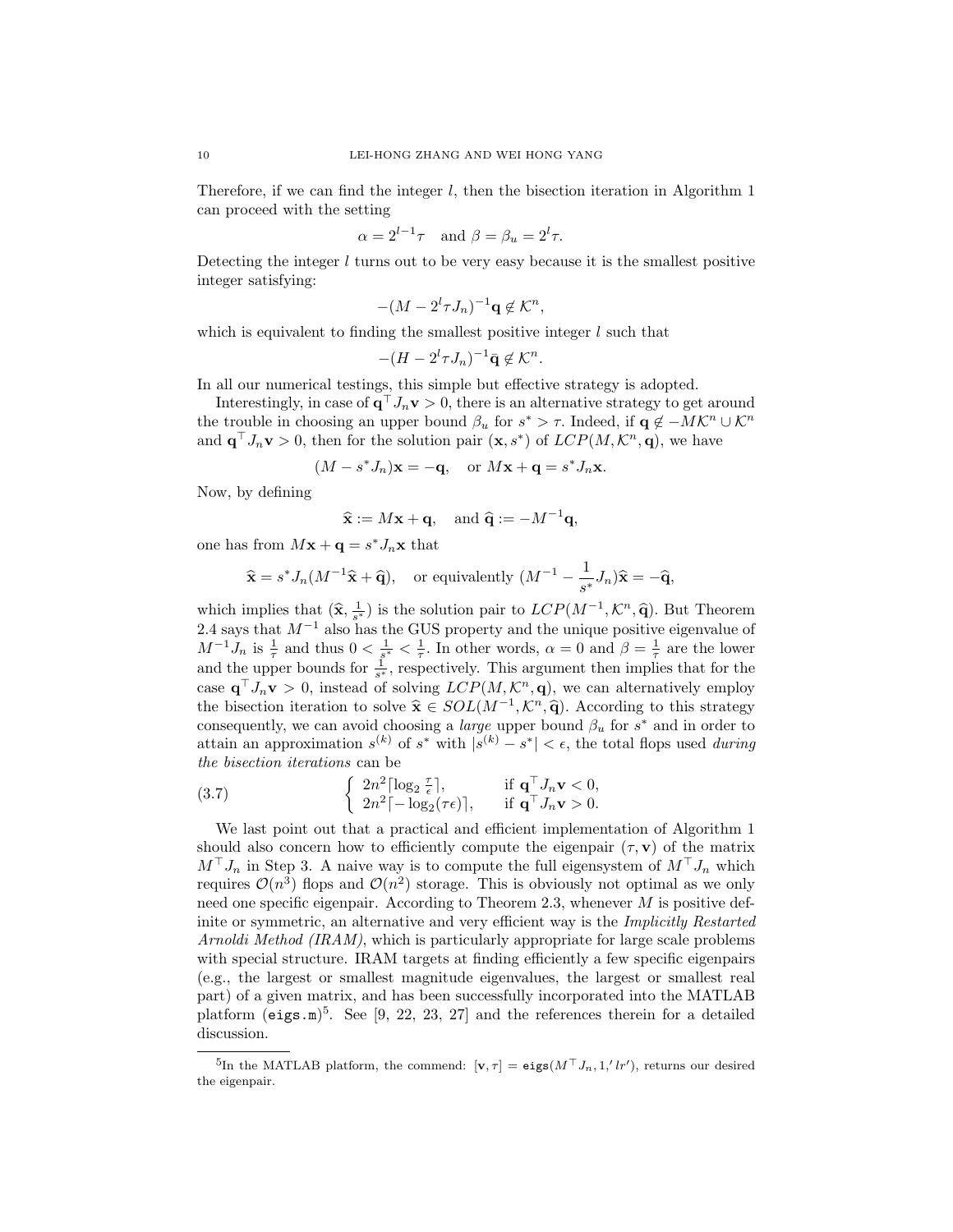Therefore, if we can find the integer $l$, then the bisection iteration in Algorithm 1 can proceed with the setting

$$\alpha = 2^{l-1}\tau \quad \text{and } \beta = \beta_u = 2^l \tau.$$

Detecting the integer $l$ turns out to be very easy because it is the smallest positive integer satisfying:

$$-(M - 2^l \tau J_n)^{-1}\mathbf{q} \notin \mathcal{K}^n,$$

which is equivalent to finding the smallest positive integer $l$ such that

$$-(H - 2^l \tau J_n)^{-1}\bar{\mathbf{q}} \notin \mathcal{K}^n.$$

In all our numerical testings, this simple but effective strategy is adopted.

Interestingly, in case of $\mathbf{q}^\top J_n \mathbf{v} > 0$, there is an alternative strategy to get around the trouble in choosing an upper bound $\beta_u$ for $s^* > \tau$. Indeed, if $\mathbf{q} \notin -M\mathcal{K}^n \cup \mathcal{K}^n$ and $\mathbf{q}^\top J_n \mathbf{v} > 0$, then for the solution pair $(\mathbf{x}, s^*)$ of $LCP(M, \mathcal{K}^n, \mathbf{q})$, we have

$$(M - s^* J_n)\mathbf{x} = -\mathbf{q}, \quad \text{or } M\mathbf{x} + \mathbf{q} = s^* J_n \mathbf{x}.$$

Now, by defining

$$\widehat{\mathbf{x}} := M\mathbf{x} + \mathbf{q}, \quad \text{and } \widehat{\mathbf{q}} := -M^{-1}\mathbf{q},$$

one has from $M\mathbf{x} + \mathbf{q} = s^* J_n \mathbf{x}$ that

$$\widehat{\mathbf{x}} = s^* J_n (M^{-1}\widehat{\mathbf{x}} + \widehat{\mathbf{q}}), \quad \text{or equivalently } (M^{-1} - \frac{1}{s^*} J_n)\widehat{\mathbf{x}} = -\widehat{\mathbf{q}},$$

which implies that $(\widehat{\mathbf{x}}, \frac{1}{s^*})$ is the solution pair to $LCP(M^{-1}, \mathcal{K}^n, \widehat{\mathbf{q}})$. But Theorem 2.4 says that $M^{-1}$ also has the GUS property and the unique positive eigenvalue of $M^{-1}J_n$ is $\frac{1}{\tau}$ and thus $0 < \frac{1}{s^*} < \frac{1}{\tau}$. In other words, $\alpha = 0$ and $\beta = \frac{1}{\tau}$ are the lower and the upper bounds for $\frac{1}{s^*}$, respectively. This argument then implies that for the case $\mathbf{q}^\top J_n \mathbf{v} > 0$, instead of solving $LCP(M, \mathcal{K}^n, \mathbf{q})$, we can alternatively employ the bisection iteration to solve $\widehat{\mathbf{x}} \in SOL(M^{-1}, \mathcal{K}^n, \widehat{\mathbf{q}})$. According to this strategy consequently, we can avoid choosing a *large* upper bound $\beta_u$ for $s^*$ and in order to attain an approximation $s^{(k)}$ of $s^*$ with $|s^{(k)} - s^*| < \epsilon$, the total flops used *during the bisection iterations* can be

$$\begin{cases} 2n^2 \lceil \log_2 \frac{\tau}{\epsilon} \rceil, & \text{if } \mathbf{q}^\top J_n \mathbf{v} < 0, \\ 2n^2 \lceil -\log_2(\tau\epsilon) \rceil, & \text{if } \mathbf{q}^\top J_n \mathbf{v} > 0. \end{cases} \tag{3.7}$$

We last point out that a practical and efficient implementation of Algorithm 1 should also concern how to efficiently compute the eigenpair $(\tau, \mathbf{v})$ of the matrix $M^\top J_n$ in Step 3. A naive way is to compute the full eigensystem of $M^\top J_n$ which requires $\mathcal{O}(n^3)$ flops and $\mathcal{O}(n^2)$ storage. This is obviously not optimal as we only need one specific eigenpair. According to Theorem 2.3, whenever $M$ is positive definite or symmetric, an alternative and very efficient way is the *Implicitly Restarted Arnoldi Method (IRAM)*, which is particularly appropriate for large scale problems with special structure. IRAM targets at finding efficiently a few specific eigenpairs (e.g., the largest or smallest magnitude eigenvalues, the largest or smallest real part) of a given matrix, and has been successfully incorporated into the MATLAB platform (`eigs.m`)[5]. See [9, 22, 23, 27] and the references therein for a detailed discussion.

[5] In the MATLAB platform, the commend: $[\mathbf{v}, \tau] = \texttt{eigs}(M^\top J_n, 1, 'lr')$, returns our desired the eigenpair.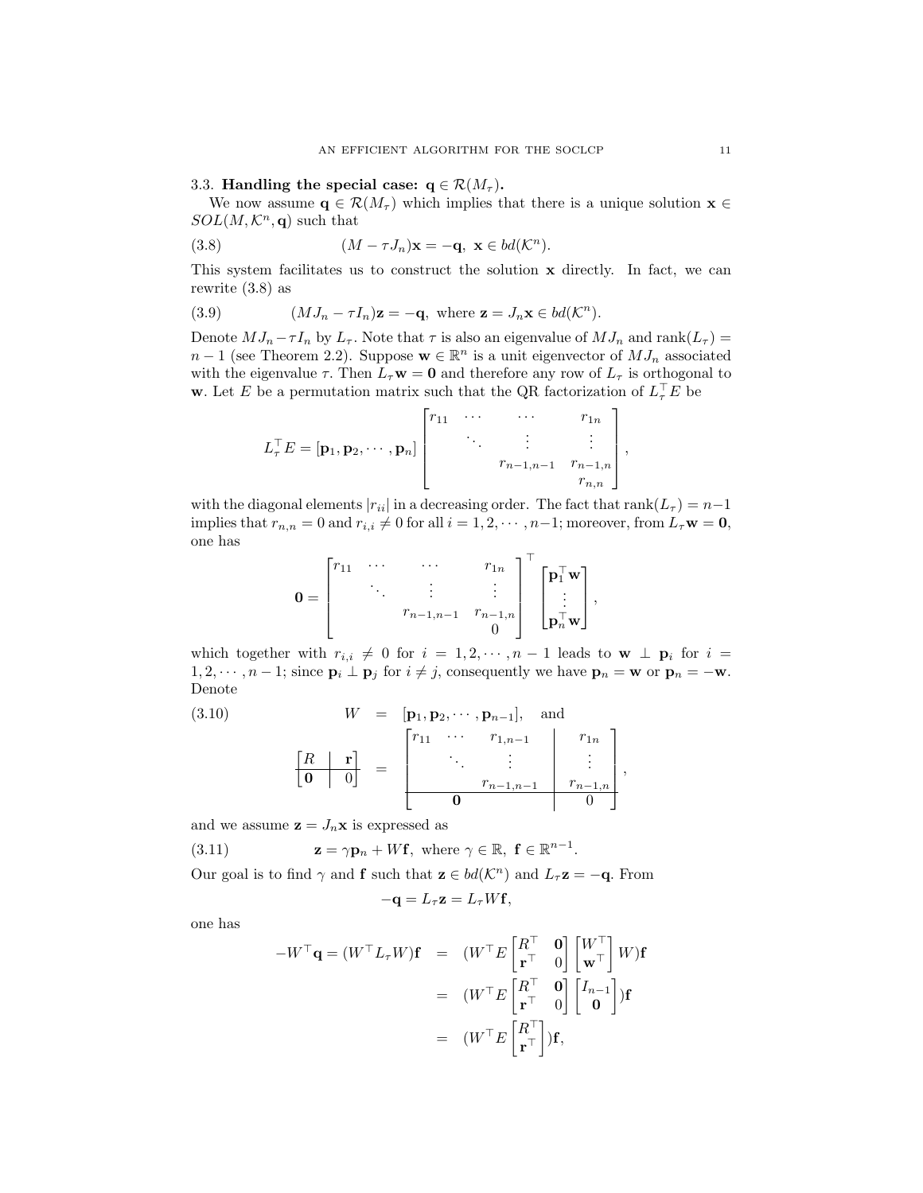### 3.3. Handling the special case: $\mathbf{q} \in \mathcal{R}(M_\tau)$.

We now assume $\mathbf{q} \in \mathcal{R}(M_\tau)$ which implies that there is a unique solution $\mathbf{x} \in SOL(M, \mathcal{K}^n, \mathbf{q})$ such that

$$(M - \tau J_n)\mathbf{x} = -\mathbf{q}, \ \mathbf{x} \in bd(\mathcal{K}^n). \tag{3.8}$$

This system facilitates us to construct the solution $\mathbf{x}$ directly. In fact, we can rewrite (3.8) as

$$(MJ_n - \tau I_n)\mathbf{z} = -\mathbf{q}, \ \text{where } \mathbf{z} = J_n\mathbf{x} \in bd(\mathcal{K}^n). \tag{3.9}$$

Denote $MJ_n - \tau I_n$ by $L_\tau$. Note that $\tau$ is also an eigenvalue of $MJ_n$ and $\text{rank}(L_\tau) = n-1$ (see Theorem 2.2). Suppose $\mathbf{w} \in \mathbb{R}^n$ is a unit eigenvector of $MJ_n$ associated with the eigenvalue $\tau$. Then $L_\tau \mathbf{w} = \mathbf{0}$ and therefore any row of $L_\tau$ is orthogonal to $\mathbf{w}$. Let $E$ be a permutation matrix such that the QR factorization of $L_\tau^\top E$ be

$$L_\tau^\top E = [\mathbf{p}_1, \mathbf{p}_2, \cdots, \mathbf{p}_n] \begin{bmatrix} r_{11} & \cdots & \cdots & r_{1n} \\ & \ddots & \vdots & \vdots \\ & & r_{n-1,n-1} & r_{n-1,n} \\ & & & r_{n,n} \end{bmatrix},$$

with the diagonal elements $|r_{ii}|$ in a decreasing order. The fact that $\text{rank}(L_\tau) = n-1$ implies that $r_{n,n} = 0$ and $r_{i,i} \neq 0$ for all $i = 1, 2, \cdots, n-1$; moreover, from $L_\tau \mathbf{w} = \mathbf{0}$, one has

$$\mathbf{0} = \begin{bmatrix} r_{11} & \cdots & \cdots & r_{1n} \\ & \ddots & \vdots & \vdots \\ & & r_{n-1,n-1} & r_{n-1,n} \\ & & & 0 \end{bmatrix}^\top \begin{bmatrix} \mathbf{p}_1^\top \mathbf{w} \\ \vdots \\ \mathbf{p}_n^\top \mathbf{w} \end{bmatrix},$$

which together with $r_{i,i} \neq 0$ for $i = 1, 2, \cdots, n-1$ leads to $\mathbf{w} \perp \mathbf{p}_i$ for $i = 1, 2, \cdots, n-1$; since $\mathbf{p}_i \perp \mathbf{p}_j$ for $i \neq j$, consequently we have $\mathbf{p}_n = \mathbf{w}$ or $\mathbf{p}_n = -\mathbf{w}$. Denote

$$\begin{aligned} W &= [\mathbf{p}_1, \mathbf{p}_2, \cdots, \mathbf{p}_{n-1}], \quad \text{and} \\ \left[\begin{array}{c|c} R & \mathbf{r} \\ \hline \mathbf{0} & 0 \end{array}\right] &= \left[\begin{array}{ccc|c} r_{11} & \cdots & r_{1,n-1} & r_{1n} \\ & \ddots & \vdots & \vdots \\ & & r_{n-1,n-1} & r_{n-1,n} \\ \hline & \mathbf{0} & & 0 \end{array}\right], \end{aligned} \tag{3.10}$$

and we assume $\mathbf{z} = J_n\mathbf{x}$ is expressed as

$$\mathbf{z} = \gamma \mathbf{p}_n + W\mathbf{f}, \ \text{where } \gamma \in \mathbb{R}, \ \mathbf{f} \in \mathbb{R}^{n-1}. \tag{3.11}$$

Our goal is to find $\gamma$ and $\mathbf{f}$ such that $\mathbf{z} \in bd(\mathcal{K}^n)$ and $L_\tau \mathbf{z} = -\mathbf{q}$. From

$$-\mathbf{q} = L_\tau \mathbf{z} = L_\tau W\mathbf{f},$$

one has

$$\begin{aligned} -W^\top \mathbf{q} = (W^\top L_\tau W)\mathbf{f} &= (W^\top E \begin{bmatrix} R^\top & \mathbf{0} \\ \mathbf{r}^\top & 0 \end{bmatrix} \begin{bmatrix} W^\top \\ \mathbf{w}^\top \end{bmatrix} W)\mathbf{f} \\ &= (W^\top E \begin{bmatrix} R^\top & \mathbf{0} \\ \mathbf{r}^\top & 0 \end{bmatrix} \begin{bmatrix} I_{n-1} \\ \mathbf{0} \end{bmatrix})\mathbf{f} \\ &= (W^\top E \begin{bmatrix} R^\top \\ \mathbf{r}^\top \end{bmatrix})\mathbf{f}, \end{aligned}$$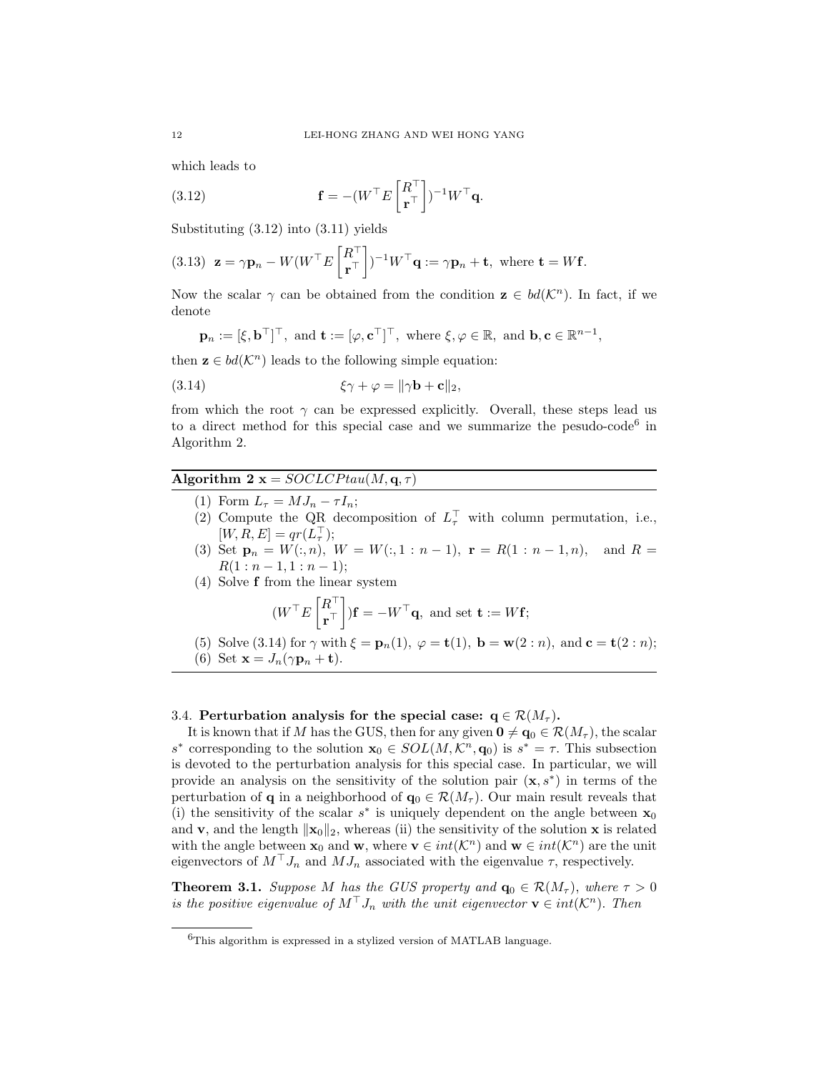which leads to

$$\mathbf{f} = -(W^\top E \begin{bmatrix} R^\top \\ \mathbf{r}^\top \end{bmatrix})^{-1} W^\top \mathbf{q}. \tag{3.12}$$

Substituting (3.12) into (3.11) yields

$$\mathbf{z} = \gamma \mathbf{p}_n - W(W^\top E \begin{bmatrix} R^\top \\ \mathbf{r}^\top \end{bmatrix})^{-1} W^\top \mathbf{q} := \gamma \mathbf{p}_n + \mathbf{t}, \text{ where } \mathbf{t} = W\mathbf{f}. \tag{3.13}$$

Now the scalar $\gamma$ can be obtained from the condition $\mathbf{z} \in bd(\mathcal{K}^n)$. In fact, if we denote

$$\mathbf{p}_n := [\xi, \mathbf{b}^\top]^\top, \text{ and } \mathbf{t} := [\varphi, \mathbf{c}^\top]^\top, \text{ where } \xi, \varphi \in \mathbb{R}, \text{ and } \mathbf{b}, \mathbf{c} \in \mathbb{R}^{n-1},$$

then $\mathbf{z} \in bd(\mathcal{K}^n)$ leads to the following simple equation:

$$\xi\gamma + \varphi = \|\gamma \mathbf{b} + \mathbf{c}\|_2, \tag{3.14}$$

from which the root $\gamma$ can be expressed explicitly. Overall, these steps lead us to a direct method for this special case and we summarize the pesudo-code[6] in Algorithm 2.

---

**Algorithm 2** $\mathbf{x} = SOCLCPtau(M, \mathbf{q}, \tau)$

---

(1) Form $L_\tau = MJ_n - \tau I_n$;
(2) Compute the QR decomposition of $L_\tau^\top$ with column permutation, i.e., $[W, R, E] = qr(L_\tau^\top)$;
(3) Set $\mathbf{p}_n = W(:, n)$, $W = W(:, 1:n-1)$, $\mathbf{r} = R(1:n-1, n)$, and $R = R(1:n-1, 1:n-1)$;
(4) Solve $\mathbf{f}$ from the linear system
$$(W^\top E \begin{bmatrix} R^\top \\ \mathbf{r}^\top \end{bmatrix})\mathbf{f} = -W^\top \mathbf{q}, \text{ and set } \mathbf{t} := W\mathbf{f};$$
(5) Solve (3.14) for $\gamma$ with $\xi = \mathbf{p}_n(1)$, $\varphi = \mathbf{t}(1)$, $\mathbf{b} = \mathbf{w}(2:n)$, and $\mathbf{c} = \mathbf{t}(2:n)$;
(6) Set $\mathbf{x} = J_n(\gamma \mathbf{p}_n + \mathbf{t})$.

---

### 3.4. Perturbation analysis for the special case: $\mathbf{q} \in \mathcal{R}(M_\tau)$.

It is known that if $M$ has the GUS, then for any given $\mathbf{0} \neq \mathbf{q}_0 \in \mathcal{R}(M_\tau)$, the scalar $s^*$ corresponding to the solution $\mathbf{x}_0 \in SOL(M, \mathcal{K}^n, \mathbf{q}_0)$ is $s^* = \tau$. This subsection is devoted to the perturbation analysis for this special case. In particular, we will provide an analysis on the sensitivity of the solution pair $(\mathbf{x}, s^*)$ in terms of the perturbation of $\mathbf{q}$ in a neighborhood of $\mathbf{q}_0 \in \mathcal{R}(M_\tau)$. Our main result reveals that (i) the sensitivity of the scalar $s^*$ is uniquely dependent on the angle between $\mathbf{x}_0$ and $\mathbf{v}$, and the length $\|\mathbf{x}_0\|_2$, whereas (ii) the sensitivity of the solution $\mathbf{x}$ is related with the angle between $\mathbf{x}_0$ and $\mathbf{w}$, where $\mathbf{v} \in int(\mathcal{K}^n)$ and $\mathbf{w} \in int(\mathcal{K}^n)$ are the unit eigenvectors of $M^\top J_n$ and $MJ_n$ associated with the eigenvalue $\tau$, respectively.

**Theorem 3.1.** *Suppose $M$ has the GUS property and $\mathbf{q}_0 \in \mathcal{R}(M_\tau)$, where $\tau > 0$ is the positive eigenvalue of $M^\top J_n$ with the unit eigenvector $\mathbf{v} \in int(\mathcal{K}^n)$. Then*

[6] This algorithm is expressed in a stylized version of MATLAB language.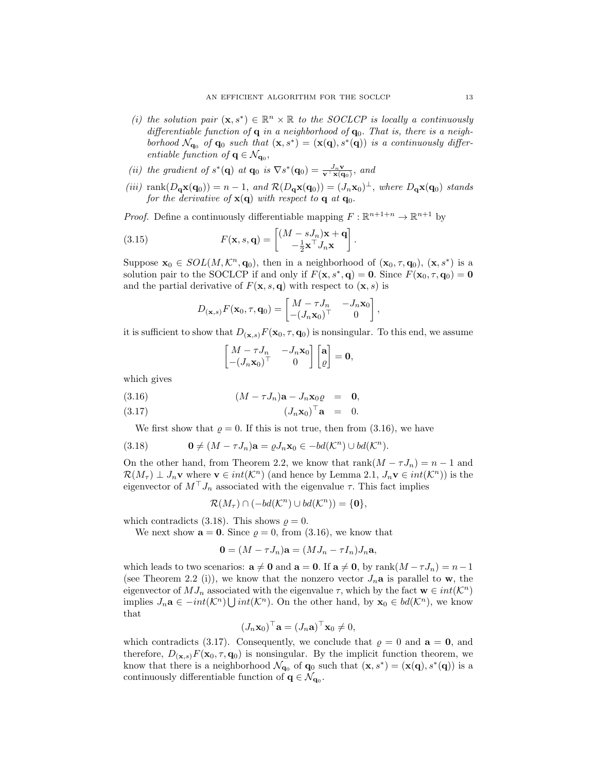(i) *the solution pair* $(\mathbf{x}, s^*) \in \mathbb{R}^n \times \mathbb{R}$ *to the SOCLCP is locally a continuously differentiable function of* $\mathbf{q}$ *in a neighborhood of* $\mathbf{q}_0$*. That is, there is a neighborhood* $\mathcal{N}_{\mathbf{q}_0}$ *of* $\mathbf{q}_0$ *such that* $(\mathbf{x}, s^*) = (\mathbf{x}(\mathbf{q}), s^*(\mathbf{q}))$ *is a continuously differentiable function of* $\mathbf{q} \in \mathcal{N}_{\mathbf{q}_0}$*,*

(ii) *the gradient of* $s^*(\mathbf{q})$ *at* $\mathbf{q}_0$ *is* $\nabla s^*(\mathbf{q}_0) = \frac{J_n \mathbf{v}}{\mathbf{v}^\top \mathbf{x}(\mathbf{q}_0)}$*, and*

(iii) $\operatorname{rank}(D_{\mathbf{q}}\mathbf{x}(\mathbf{q}_0)) = n-1$*, and* $\mathcal{R}(D_{\mathbf{q}}\mathbf{x}(\mathbf{q}_0)) = (J_n\mathbf{x}_0)^\perp$*, where* $D_{\mathbf{q}}\mathbf{x}(\mathbf{q}_0)$ *stands for the derivative of* $\mathbf{x}(\mathbf{q})$ *with respect to* $\mathbf{q}$ *at* $\mathbf{q}_0$*.*

*Proof.* Define a continuously differentiable mapping $F : \mathbb{R}^{n+1+n} \to \mathbb{R}^{n+1}$ by

$$F(\mathbf{x}, s, \mathbf{q}) = \begin{bmatrix} (M - sJ_n)\mathbf{x} + \mathbf{q} \\ -\frac{1}{2}\mathbf{x}^\top J_n \mathbf{x} \end{bmatrix}. \tag{3.15}$$

Suppose $\mathbf{x}_0 \in SOL(M, \mathcal{K}^n, \mathbf{q}_0)$, then in a neighborhood of $(\mathbf{x}_0, \tau, \mathbf{q}_0)$, $(\mathbf{x}, s^*)$ is a solution pair to the SOCLCP if and only if $F(\mathbf{x}, s^*, \mathbf{q}) = \mathbf{0}$. Since $F(\mathbf{x}_0, \tau, \mathbf{q}_0) = \mathbf{0}$ and the partial derivative of $F(\mathbf{x}, s, \mathbf{q})$ with respect to $(\mathbf{x}, s)$ is

$$D_{(\mathbf{x},s)}F(\mathbf{x}_0, \tau, \mathbf{q}_0) = \begin{bmatrix} M - \tau J_n & -J_n\mathbf{x}_0 \\ -(J_n\mathbf{x}_0)^\top & 0 \end{bmatrix},$$

it is sufficient to show that $D_{(\mathbf{x},s)}F(\mathbf{x}_0, \tau, \mathbf{q}_0)$ is nonsingular. To this end, we assume

$$\begin{bmatrix} M - \tau J_n & -J_n\mathbf{x}_0 \\ -(J_n\mathbf{x}_0)^\top & 0 \end{bmatrix} \begin{bmatrix} \mathbf{a} \\ \varrho \end{bmatrix} = \mathbf{0},$$

which gives

$$(M - \tau J_n)\mathbf{a} - J_n\mathbf{x}_0\varrho = \mathbf{0}, \tag{3.16}$$

$$(J_n\mathbf{x}_0)^\top \mathbf{a} = 0. \tag{3.17}$$

We first show that $\varrho = 0$. If this is not true, then from (3.16), we have

$$\mathbf{0} \neq (M - \tau J_n)\mathbf{a} = \varrho J_n\mathbf{x}_0 \in -bd(\mathcal{K}^n) \cup bd(\mathcal{K}^n). \tag{3.18}$$

On the other hand, from Theorem 2.2, we know that $\operatorname{rank}(M - \tau J_n) = n-1$ and $\mathcal{R}(M_\tau) \perp J_n\mathbf{v}$ where $\mathbf{v} \in int(\mathcal{K}^n)$ (and hence by Lemma 2.1, $J_n\mathbf{v} \in int(\mathcal{K}^n)$) is the eigenvector of $M^\top J_n$ associated with the eigenvalue $\tau$. This fact implies

$$\mathcal{R}(M_\tau) \cap (-bd(\mathcal{K}^n) \cup bd(\mathcal{K}^n)) = \{\mathbf{0}\},$$

which contradicts (3.18). This shows $\varrho = 0$.

We next show $\mathbf{a} = \mathbf{0}$. Since $\varrho = 0$, from (3.16), we know that

$$\mathbf{0} = (M - \tau J_n)\mathbf{a} = (MJ_n - \tau I_n)J_n\mathbf{a},$$

which leads to two scenarios: $\mathbf{a} \neq \mathbf{0}$ and $\mathbf{a} = \mathbf{0}$. If $\mathbf{a} \neq \mathbf{0}$, by $\operatorname{rank}(M - \tau J_n) = n-1$ (see Theorem 2.2 (i)), we know that the nonzero vector $J_n\mathbf{a}$ is parallel to $\mathbf{w}$, the eigenvector of $MJ_n$ associated with the eigenvalue $\tau$, which by the fact $\mathbf{w} \in int(\mathcal{K}^n)$ implies $J_n\mathbf{a} \in -int(\mathcal{K}^n) \bigcup int(\mathcal{K}^n)$. On the other hand, by $\mathbf{x}_0 \in bd(\mathcal{K}^n)$, we know that

$$(J_n\mathbf{x}_0)^\top \mathbf{a} = (J_n\mathbf{a})^\top \mathbf{x}_0 \neq 0,$$

which contradicts (3.17). Consequently, we conclude that $\varrho = 0$ and $\mathbf{a} = \mathbf{0}$, and therefore, $D_{(\mathbf{x},s)}F(\mathbf{x}_0, \tau, \mathbf{q}_0)$ is nonsingular. By the implicit function theorem, we know that there is a neighborhood $\mathcal{N}_{\mathbf{q}_0}$ of $\mathbf{q}_0$ such that $(\mathbf{x}, s^*) = (\mathbf{x}(\mathbf{q}), s^*(\mathbf{q}))$ is a continuously differentiable function of $\mathbf{q} \in \mathcal{N}_{\mathbf{q}_0}$.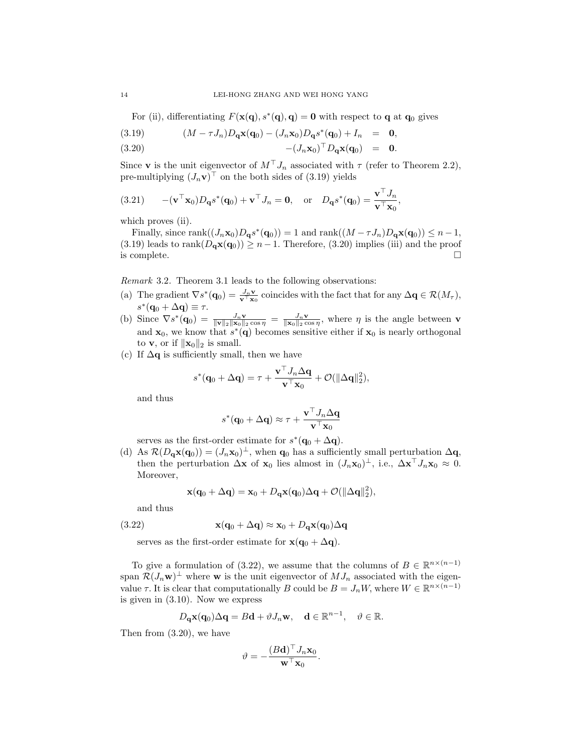For (ii), differentiating $F(\mathbf{x}(\mathbf{q}), s^*(\mathbf{q}), \mathbf{q}) = \mathbf{0}$ with respect to $\mathbf{q}$ at $\mathbf{q}_0$ gives

$$
\begin{aligned}
(M - \tau J_n) D_{\mathbf{q}}\mathbf{x}(\mathbf{q}_0) - (J_n \mathbf{x}_0) D_{\mathbf{q}} s^*(\mathbf{q}_0) + I_n &= \mathbf{0}, &\quad (3.19)\\
-(J_n \mathbf{x}_0)^\top D_{\mathbf{q}}\mathbf{x}(\mathbf{q}_0) &= \mathbf{0}. &\quad (3.20)
\end{aligned}
$$

Since $\mathbf{v}$ is the unit eigenvector of $M^\top J_n$ associated with $\tau$ (refer to Theorem 2.2), pre-multiplying $(J_n\mathbf{v})^\top$ on the both sides of (3.19) yields

$$
-(\mathbf{v}^\top \mathbf{x}_0) D_{\mathbf{q}} s^*(\mathbf{q}_0) + \mathbf{v}^\top J_n = \mathbf{0}, \quad \text{or} \quad D_{\mathbf{q}} s^*(\mathbf{q}_0) = \frac{\mathbf{v}^\top J_n}{\mathbf{v}^\top \mathbf{x}_0}, \qquad (3.21)
$$

which proves (ii).

Finally, since $\operatorname{rank}((J_n\mathbf{x}_0) D_{\mathbf{q}} s^*(\mathbf{q}_0)) = 1$ and $\operatorname{rank}((M - \tau J_n) D_{\mathbf{q}}\mathbf{x}(\mathbf{q}_0)) \le n-1$, (3.19) leads to $\operatorname{rank}(D_{\mathbf{q}}\mathbf{x}(\mathbf{q}_0)) \ge n-1$. Therefore, (3.20) implies (iii) and the proof is complete. $\square$

*Remark* 3.2. Theorem 3.1 leads to the following observations:

(a) The gradient $\nabla s^*(\mathbf{q}_0) = \frac{J_n \mathbf{v}}{\mathbf{v}^\top \mathbf{x}_0}$ coincides with the fact that for any $\Delta\mathbf{q} \in \mathcal{R}(M_\tau)$, $s^*(\mathbf{q}_0 + \Delta\mathbf{q}) \equiv \tau$.

(b) Since $\nabla s^*(\mathbf{q}_0) = \frac{J_n \mathbf{v}}{\|\mathbf{v}\|_2 \|\mathbf{x}_0\|_2 \cos\eta} = \frac{J_n \mathbf{v}}{\|\mathbf{x}_0\|_2 \cos\eta}$, where $\eta$ is the angle between $\mathbf{v}$ and $\mathbf{x}_0$, we know that $s^*(\mathbf{q})$ becomes sensitive either if $\mathbf{x}_0$ is nearly orthogonal to $\mathbf{v}$, or if $\|\mathbf{x}_0\|_2$ is small.

(c) If $\Delta\mathbf{q}$ is sufficiently small, then we have

$$
s^*(\mathbf{q}_0 + \Delta\mathbf{q}) = \tau + \frac{\mathbf{v}^\top J_n \Delta\mathbf{q}}{\mathbf{v}^\top \mathbf{x}_0} + \mathcal{O}(\|\Delta\mathbf{q}\|_2^2),
$$

and thus

$$
s^*(\mathbf{q}_0 + \Delta\mathbf{q}) \approx \tau + \frac{\mathbf{v}^\top J_n \Delta\mathbf{q}}{\mathbf{v}^\top \mathbf{x}_0}
$$

serves as the first-order estimate for $s^*(\mathbf{q}_0 + \Delta\mathbf{q})$.

(d) As $\mathcal{R}(D_{\mathbf{q}}\mathbf{x}(\mathbf{q}_0)) = (J_n\mathbf{x}_0)^\perp$, when $\mathbf{q}_0$ has a sufficiently small perturbation $\Delta\mathbf{q}$, then the perturbation $\Delta\mathbf{x}$ of $\mathbf{x}_0$ lies almost in $(J_n\mathbf{x}_0)^\perp$, i.e., $\Delta\mathbf{x}^\top J_n \mathbf{x}_0 \approx 0$. Moreover,

$$
\mathbf{x}(\mathbf{q}_0 + \Delta\mathbf{q}) = \mathbf{x}_0 + D_{\mathbf{q}}\mathbf{x}(\mathbf{q}_0)\Delta\mathbf{q} + \mathcal{O}(\|\Delta\mathbf{q}\|_2^2),
$$

and thus

$$
\mathbf{x}(\mathbf{q}_0 + \Delta\mathbf{q}) \approx \mathbf{x}_0 + D_{\mathbf{q}}\mathbf{x}(\mathbf{q}_0)\Delta\mathbf{q} \qquad (3.22)
$$

serves as the first-order estimate for $\mathbf{x}(\mathbf{q}_0 + \Delta\mathbf{q})$.

To give a formulation of (3.22), we assume that the columns of $B \in \mathbb{R}^{n\times(n-1)}$ span $\mathcal{R}(J_n\mathbf{w})^\perp$ where $\mathbf{w}$ is the unit eigenvector of $MJ_n$ associated with the eigenvalue $\tau$. It is clear that computationally $B$ could be $B = J_n W$, where $W \in \mathbb{R}^{n\times(n-1)}$ is given in (3.10). Now we express

$$
D_{\mathbf{q}}\mathbf{x}(\mathbf{q}_0)\Delta\mathbf{q} = B\mathbf{d} + \vartheta J_n \mathbf{w}, \quad \mathbf{d} \in \mathbb{R}^{n-1}, \quad \vartheta \in \mathbb{R}.
$$

Then from (3.20), we have

$$
\vartheta = -\frac{(B\mathbf{d})^\top J_n \mathbf{x}_0}{\mathbf{w}^\top \mathbf{x}_0}.
$$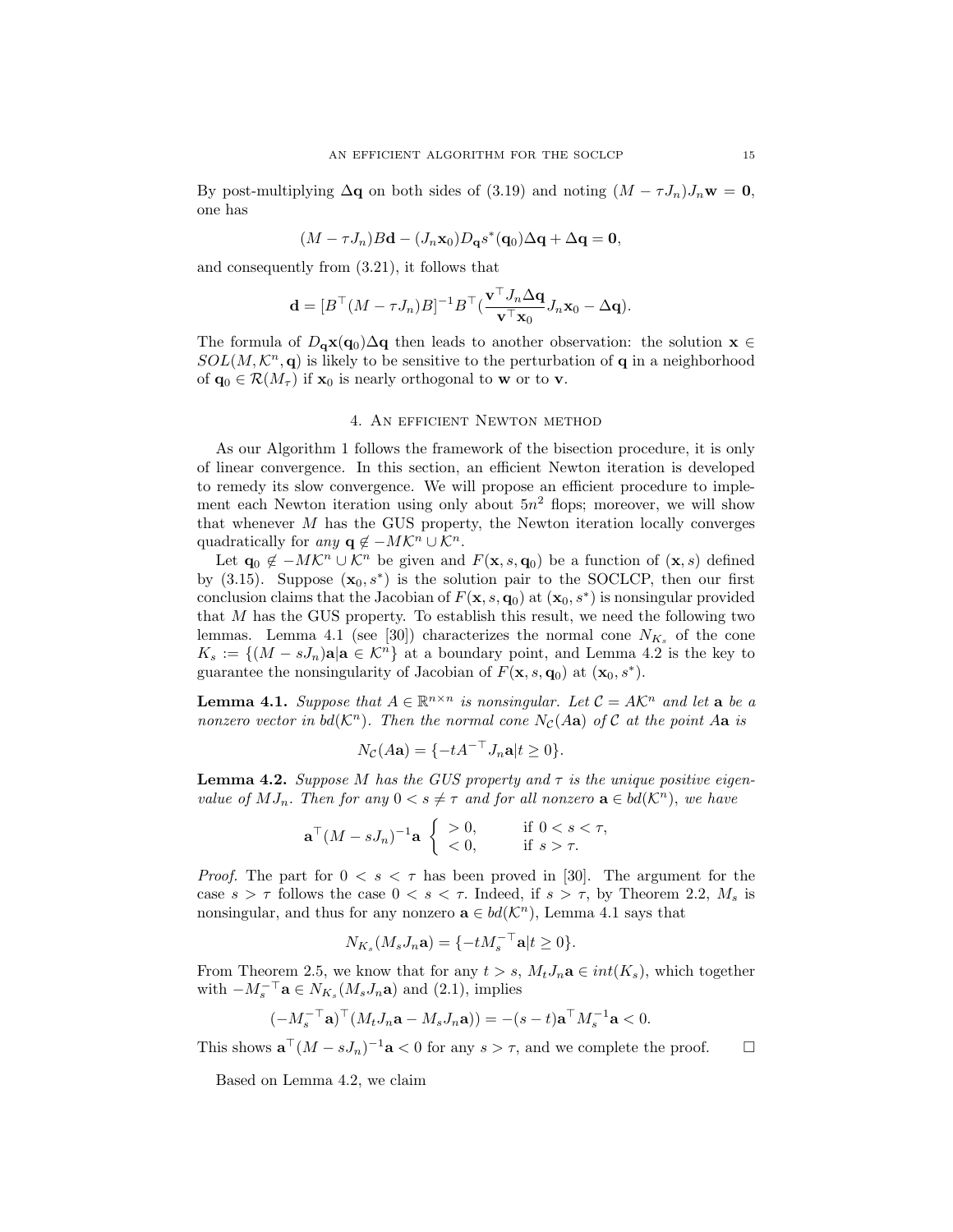By post-multiplying $\Delta\mathbf{q}$ on both sides of (3.19) and noting $(M - \tau J_n)J_n\mathbf{w} = \mathbf{0}$, one has

$$(M - \tau J_n)B\mathbf{d} - (J_n\mathbf{x}_0)D_{\mathbf{q}}s^*(\mathbf{q}_0)\Delta\mathbf{q} + \Delta\mathbf{q} = \mathbf{0},$$

and consequently from (3.21), it follows that

$$\mathbf{d} = [B^\top(M - \tau J_n)B]^{-1}B^\top(\frac{\mathbf{v}^\top J_n\Delta\mathbf{q}}{\mathbf{v}^\top\mathbf{x}_0}J_n\mathbf{x}_0 - \Delta\mathbf{q}).$$

The formula of $D_{\mathbf{q}}\mathbf{x}(\mathbf{q}_0)\Delta\mathbf{q}$ then leads to another observation: the solution $\mathbf{x} \in SOL(M, \mathcal{K}^n, \mathbf{q})$ is likely to be sensitive to the perturbation of $\mathbf{q}$ in a neighborhood of $\mathbf{q}_0 \in \mathcal{R}(M_\tau)$ if $\mathbf{x}_0$ is nearly orthogonal to $\mathbf{w}$ or to $\mathbf{v}$.

## 4. An efficient Newton method

As our Algorithm 1 follows the framework of the bisection procedure, it is only of linear convergence. In this section, an efficient Newton iteration is developed to remedy its slow convergence. We will propose an efficient procedure to implement each Newton iteration using only about $5n^2$ flops; moreover, we will show that whenever $M$ has the GUS property, the Newton iteration locally converges quadratically for *any* $\mathbf{q} \notin -M\mathcal{K}^n \cup \mathcal{K}^n$.

Let $\mathbf{q}_0 \notin -M\mathcal{K}^n \cup \mathcal{K}^n$ be given and $F(\mathbf{x}, s, \mathbf{q}_0)$ be a function of $(\mathbf{x}, s)$ defined by (3.15). Suppose $(\mathbf{x}_0, s^*)$ is the solution pair to the SOCLCP, then our first conclusion claims that the Jacobian of $F(\mathbf{x}, s, \mathbf{q}_0)$ at $(\mathbf{x}_0, s^*)$ is nonsingular provided that $M$ has the GUS property. To establish this result, we need the following two lemmas. Lemma 4.1 (see [30]) characterizes the normal cone $N_{K_s}$ of the cone $K_s := \{(M - sJ_n)\mathbf{a} | \mathbf{a} \in \mathcal{K}^n\}$ at a boundary point, and Lemma 4.2 is the key to guarantee the nonsingularity of Jacobian of $F(\mathbf{x}, s, \mathbf{q}_0)$ at $(\mathbf{x}_0, s^*)$.

**Lemma 4.1.** *Suppose that $A \in \mathbb{R}^{n\times n}$ is nonsingular. Let $\mathcal{C} = A\mathcal{K}^n$ and let $\mathbf{a}$ be a nonzero vector in $bd(\mathcal{K}^n)$. Then the normal cone $N_{\mathcal{C}}(A\mathbf{a})$ of $\mathcal{C}$ at the point $A\mathbf{a}$ is*

$$N_{\mathcal{C}}(A\mathbf{a}) = \{-tA^{-\top}J_n\mathbf{a} | t \geq 0\}.$$

**Lemma 4.2.** *Suppose $M$ has the GUS property and $\tau$ is the unique positive eigenvalue of $MJ_n$. Then for any $0 < s \neq \tau$ and for all nonzero $\mathbf{a} \in bd(\mathcal{K}^n)$, we have*

$$\mathbf{a}^\top(M - sJ_n)^{-1}\mathbf{a} \begin{cases} > 0, & \text{if } 0 < s < \tau, \\ < 0, & \text{if } s > \tau. \end{cases}$$

*Proof.* The part for $0 < s < \tau$ has been proved in [30]. The argument for the case $s > \tau$ follows the case $0 < s < \tau$. Indeed, if $s > \tau$, by Theorem 2.2, $M_s$ is nonsingular, and thus for any nonzero $\mathbf{a} \in bd(\mathcal{K}^n)$, Lemma 4.1 says that

$$N_{K_s}(M_sJ_n\mathbf{a}) = \{-tM_s^{-\top}\mathbf{a} | t \geq 0\}.$$

From Theorem 2.5, we know that for any $t > s$, $M_tJ_n\mathbf{a} \in int(K_s)$, which together with $-M_s^{-\top}\mathbf{a} \in N_{K_s}(M_sJ_n\mathbf{a})$ and (2.1), implies

$$(-M_s^{-\top}\mathbf{a})^\top(M_tJ_n\mathbf{a} - M_sJ_n\mathbf{a})) = -(s - t)\mathbf{a}^\top M_s^{-1}\mathbf{a} < 0.$$

This shows $\mathbf{a}^\top(M - sJ_n)^{-1}\mathbf{a} < 0$ for any $s > \tau$, and we complete the proof. $\square$

Based on Lemma 4.2, we claim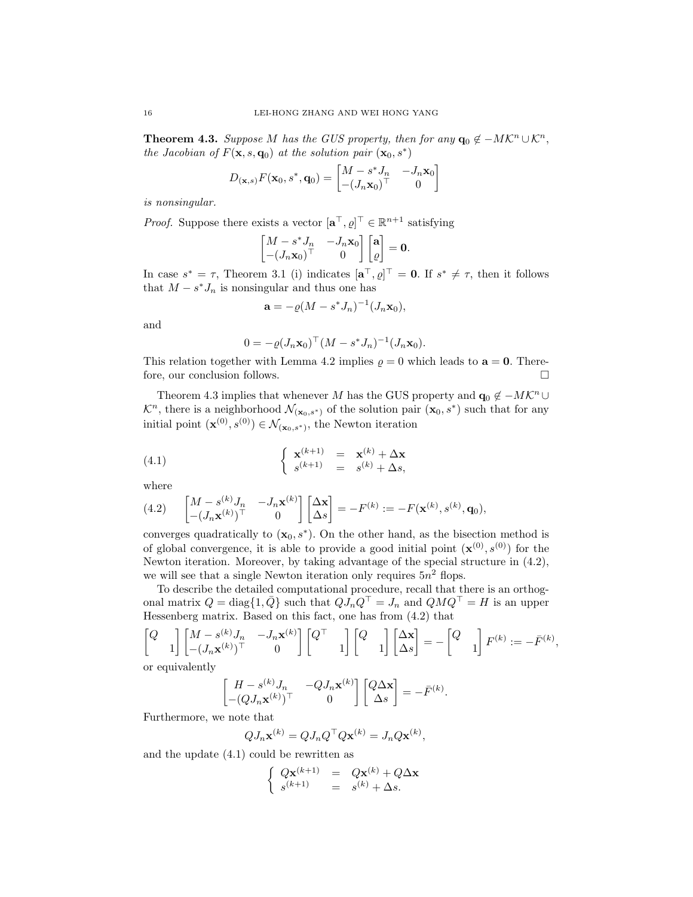**Theorem 4.3.** *Suppose $M$ has the GUS property, then for any $\mathbf{q}_0 \notin -M\mathcal{K}^n \cup \mathcal{K}^n$, the Jacobian of $F(\mathbf{x}, s, \mathbf{q}_0)$ at the solution pair $(\mathbf{x}_0, s^*)$*

$$D_{(\mathbf{x},s)}F(\mathbf{x}_0, s^*, \mathbf{q}_0) = \begin{bmatrix} M - s^* J_n & -J_n\mathbf{x}_0 \\ -(J_n\mathbf{x}_0)^\top & 0 \end{bmatrix}$$

*is nonsingular.*

*Proof.* Suppose there exists a vector $[\mathbf{a}^\top, \varrho]^\top \in \mathbb{R}^{n+1}$ satisfying

$$\begin{bmatrix} M - s^* J_n & -J_n\mathbf{x}_0 \\ -(J_n\mathbf{x}_0)^\top & 0 \end{bmatrix} \begin{bmatrix} \mathbf{a} \\ \varrho \end{bmatrix} = \mathbf{0}.$$

In case $s^* = \tau$, Theorem 3.1 (i) indicates $[\mathbf{a}^\top, \varrho]^\top = \mathbf{0}$. If $s^* \neq \tau$, then it follows that $M - s^* J_n$ is nonsingular and thus one has

$$\mathbf{a} = -\varrho(M - s^* J_n)^{-1}(J_n\mathbf{x}_0),$$

and

$$0 = -\varrho(J_n\mathbf{x}_0)^\top (M - s^* J_n)^{-1}(J_n\mathbf{x}_0).$$

This relation together with Lemma 4.2 implies $\varrho = 0$ which leads to $\mathbf{a} = \mathbf{0}$. Therefore, our conclusion follows. $\square$

Theorem 4.3 implies that whenever $M$ has the GUS property and $\mathbf{q}_0 \notin -M\mathcal{K}^n \cup \mathcal{K}^n$, there is a neighborhood $\mathcal{N}_{(\mathbf{x}_0, s^*)}$ of the solution pair $(\mathbf{x}_0, s^*)$ such that for any initial point $(\mathbf{x}^{(0)}, s^{(0)}) \in \mathcal{N}_{(\mathbf{x}_0, s^*)}$, the Newton iteration

$$\left\{ \begin{array}{lcl} \mathbf{x}^{(k+1)} & = & \mathbf{x}^{(k)} + \Delta\mathbf{x} \\ s^{(k+1)} & = & s^{(k)} + \Delta s, \end{array} \right. \tag{4.1}$$

where

$$\begin{bmatrix} M - s^{(k)} J_n & -J_n\mathbf{x}^{(k)} \\ -(J_n\mathbf{x}^{(k)})^\top & 0 \end{bmatrix} \begin{bmatrix} \Delta\mathbf{x} \\ \Delta s \end{bmatrix} = -F^{(k)} := -F(\mathbf{x}^{(k)}, s^{(k)}, \mathbf{q}_0), \tag{4.2}$$

converges quadratically to $(\mathbf{x}_0, s^*)$. On the other hand, as the bisection method is of global convergence, it is able to provide a good initial point $(\mathbf{x}^{(0)}, s^{(0)})$ for the Newton iteration. Moreover, by taking advantage of the special structure in (4.2), we will see that a single Newton iteration only requires $5n^2$ flops.

To describe the detailed computational procedure, recall that there is an orthogonal matrix $Q = \text{diag}\{1, \bar{Q}\}$ such that $QJ_nQ^\top = J_n$ and $QMQ^\top = H$ is an upper Hessenberg matrix. Based on this fact, one has from (4.2) that

$$\begin{bmatrix} Q & \\ & 1 \end{bmatrix} \begin{bmatrix} M - s^{(k)} J_n & -J_n\mathbf{x}^{(k)} \\ -(J_n\mathbf{x}^{(k)})^\top & 0 \end{bmatrix} \begin{bmatrix} Q^\top & \\ & 1 \end{bmatrix} \begin{bmatrix} Q & \\ & 1 \end{bmatrix} \begin{bmatrix} \Delta\mathbf{x} \\ \Delta s \end{bmatrix} = -\begin{bmatrix} Q & \\ & 1 \end{bmatrix} F^{(k)} := -\bar{F}^{(k)},$$

or equivalently

$$\begin{bmatrix} H - s^{(k)} J_n & -QJ_n\mathbf{x}^{(k)} \\ -(QJ_n\mathbf{x}^{(k)})^\top & 0 \end{bmatrix} \begin{bmatrix} Q\Delta\mathbf{x} \\ \Delta s \end{bmatrix} = -\bar{F}^{(k)}.$$

Furthermore, we note that

$$QJ_n\mathbf{x}^{(k)} = QJ_nQ^\top Q\mathbf{x}^{(k)} = J_nQ\mathbf{x}^{(k)},$$

and the update (4.1) could be rewritten as

$$\left\{ \begin{array}{lcl} Q\mathbf{x}^{(k+1)} & = & Q\mathbf{x}^{(k)} + Q\Delta\mathbf{x} \\ s^{(k+1)} & = & s^{(k)} + \Delta s. \end{array} \right.$$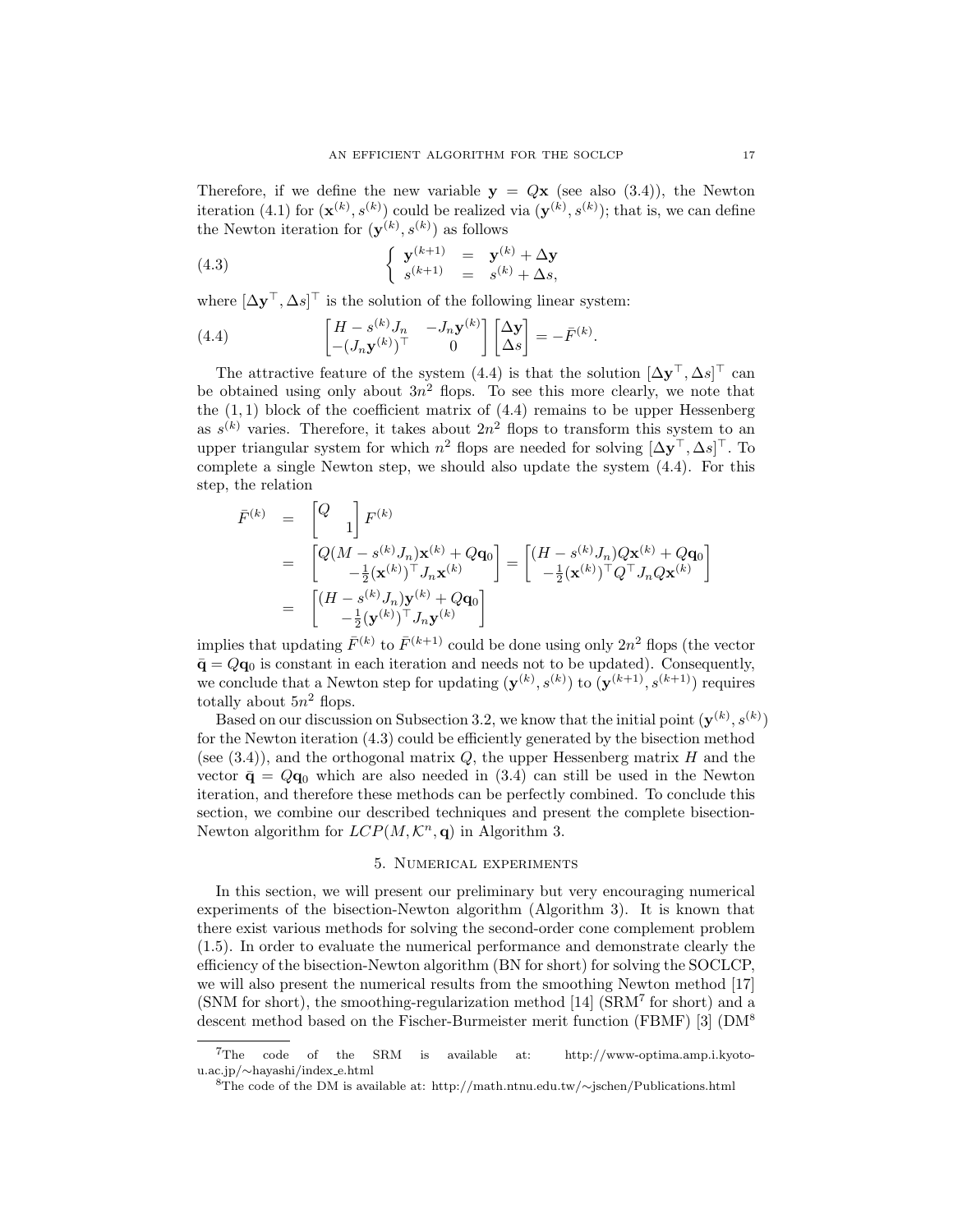Therefore, if we define the new variable $\mathbf{y} = Q\mathbf{x}$ (see also (3.4)), the Newton iteration (4.1) for $(\mathbf{x}^{(k)}, s^{(k)})$ could be realized via $(\mathbf{y}^{(k)}, s^{(k)})$; that is, we can define the Newton iteration for $(\mathbf{y}^{(k)}, s^{(k)})$ as follows

$$\left\{ \begin{array}{lcl} \mathbf{y}^{(k+1)} & = & \mathbf{y}^{(k)} + \Delta \mathbf{y} \\ s^{(k+1)} & = & s^{(k)} + \Delta s, \end{array} \right. \tag{4.3}$$

where $[\Delta \mathbf{y}^\top, \Delta s]^\top$ is the solution of the following linear system:

$$\begin{bmatrix} H - s^{(k)} J_n & -J_n \mathbf{y}^{(k)} \\ -(J_n \mathbf{y}^{(k)})^\top & 0 \end{bmatrix} \begin{bmatrix} \Delta \mathbf{y} \\ \Delta s \end{bmatrix} = -\bar{F}^{(k)}. \tag{4.4}$$

The attractive feature of the system (4.4) is that the solution $[\Delta \mathbf{y}^\top, \Delta s]^\top$ can be obtained using only about $3n^2$ flops. To see this more clearly, we note that the $(1,1)$ block of the coefficient matrix of (4.4) remains to be upper Hessenberg as $s^{(k)}$ varies. Therefore, it takes about $2n^2$ flops to transform this system to an upper triangular system for which $n^2$ flops are needed for solving $[\Delta \mathbf{y}^\top, \Delta s]^\top$. To complete a single Newton step, we should also update the system (4.4). For this step, the relation

$$\begin{aligned} \bar{F}^{(k)} &= \begin{bmatrix} Q & \\ & 1 \end{bmatrix} F^{(k)} \\ &= \begin{bmatrix} Q(M - s^{(k)} J_n)\mathbf{x}^{(k)} + Q\mathbf{q}_0 \\ -\frac{1}{2}(\mathbf{x}^{(k)})^\top J_n \mathbf{x}^{(k)} \end{bmatrix} = \begin{bmatrix} (H - s^{(k)} J_n) Q\mathbf{x}^{(k)} + Q\mathbf{q}_0 \\ -\frac{1}{2}(\mathbf{x}^{(k)})^\top Q^\top J_n Q\mathbf{x}^{(k)} \end{bmatrix} \\ &= \begin{bmatrix} (H - s^{(k)} J_n)\mathbf{y}^{(k)} + Q\mathbf{q}_0 \\ -\frac{1}{2}(\mathbf{y}^{(k)})^\top J_n \mathbf{y}^{(k)} \end{bmatrix} \end{aligned}$$

implies that updating $\bar{F}^{(k)}$ to $\bar{F}^{(k+1)}$ could be done using only $2n^2$ flops (the vector $\bar{\mathbf{q}} = Q\mathbf{q}_0$ is constant in each iteration and needs not to be updated). Consequently, we conclude that a Newton step for updating $(\mathbf{y}^{(k)}, s^{(k)})$ to $(\mathbf{y}^{(k+1)}, s^{(k+1)})$ requires totally about $5n^2$ flops.

Based on our discussion on Subsection 3.2, we know that the initial point $(\mathbf{y}^{(k)}, s^{(k)})$ for the Newton iteration (4.3) could be efficiently generated by the bisection method (see (3.4)), and the orthogonal matrix $Q$, the upper Hessenberg matrix $H$ and the vector $\bar{\mathbf{q}} = Q\mathbf{q}_0$ which are also needed in (3.4) can still be used in the Newton iteration, and therefore these methods can be perfectly combined. To conclude this section, we combine our described techniques and present the complete bisection-Newton algorithm for $LCP(M, \mathcal{K}^n, \mathbf{q})$ in Algorithm 3.

## 5. Numerical experiments

In this section, we will present our preliminary but very encouraging numerical experiments of the bisection-Newton algorithm (Algorithm 3). It is known that there exist various methods for solving the second-order cone complement problem (1.5). In order to evaluate the numerical performance and demonstrate clearly the efficiency of the bisection-Newton algorithm (BN for short) for solving the SOCLCP, we will also present the numerical results from the smoothing Newton method [17] (SNM for short), the smoothing-regularization method [14] (SRM[7] for short) and a descent method based on the Fischer-Burmeister merit function (FBMF) [3] (DM[8]

[7]The code of the SRM is available at: http://www-optima.amp.i.kyoto-u.ac.jp/∼hayashi/index_e.html

[8]The code of the DM is available at: http://math.ntnu.edu.tw/∼jschen/Publications.html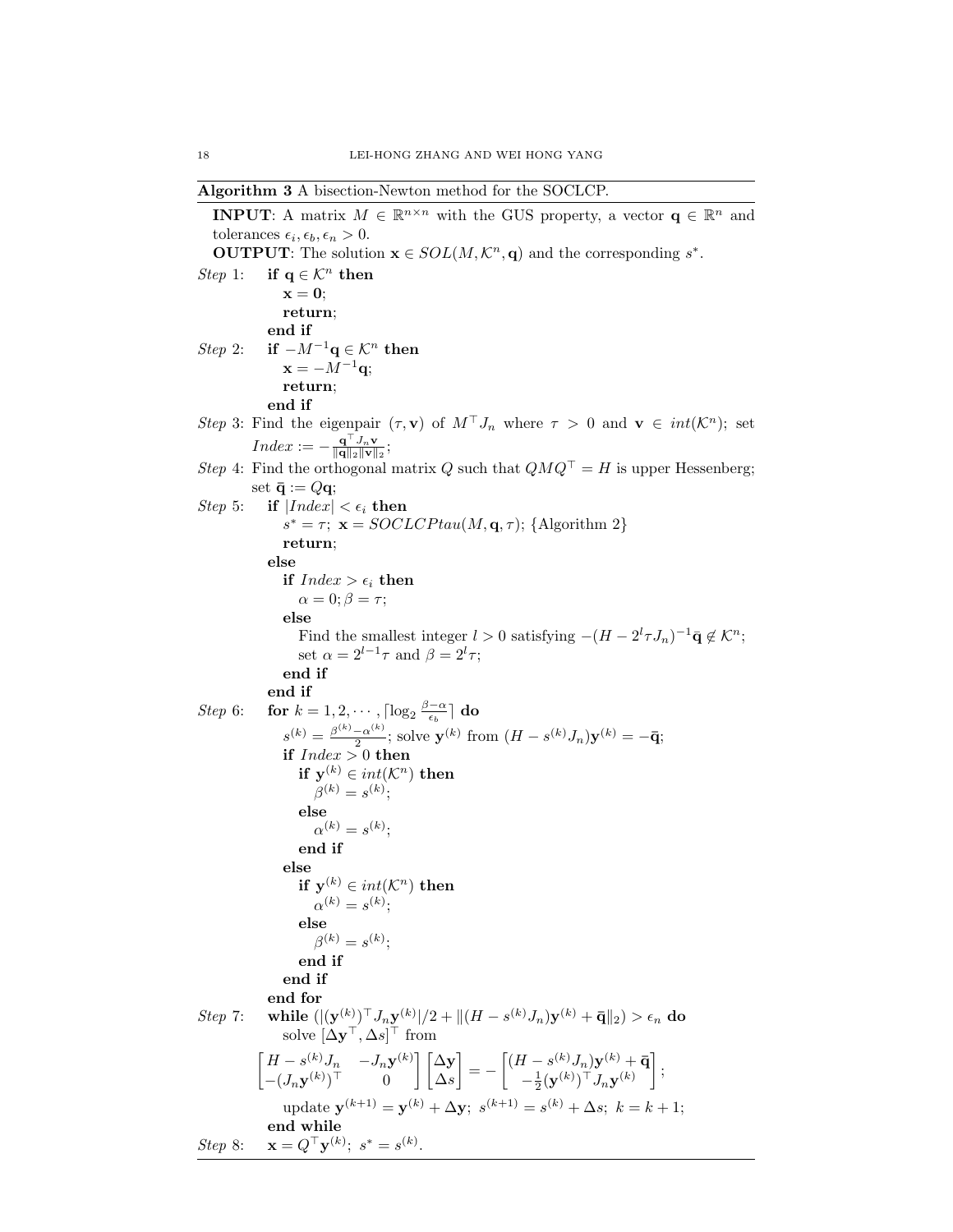**Algorithm 3** A bisection-Newton method for the SOCLCP.

**INPUT**: A matrix $M \in \mathbb{R}^{n\times n}$ with the GUS property, a vector $\mathbf{q} \in \mathbb{R}^n$ and tolerances $\epsilon_i, \epsilon_b, \epsilon_n > 0$.

**OUTPUT**: The solution $\mathbf{x} \in SOL(M, \mathcal{K}^n, \mathbf{q})$ and the corresponding $s^*$.

*Step* 1: **if** $\mathbf{q} \in \mathcal{K}^n$ **then**
  $\mathbf{x} = \mathbf{0}$;
  **return**;
 **end if**

*Step* 2: **if** $-M^{-1}\mathbf{q} \in \mathcal{K}^n$ **then**
  $\mathbf{x} = -M^{-1}\mathbf{q}$;
  **return**;
 **end if**

*Step* 3: Find the eigenpair $(\tau, \mathbf{v})$ of $M^\top J_n$ where $\tau > 0$ and $\mathbf{v} \in int(\mathcal{K}^n)$; set $Index := -\frac{\mathbf{q}^\top J_n \mathbf{v}}{\|\mathbf{q}\|_2\|\mathbf{v}\|_2}$;

*Step* 4: Find the orthogonal matrix $Q$ such that $QMQ^\top = H$ is upper Hessenberg; set $\bar{\mathbf{q}} := Q\mathbf{q}$;

*Step* 5: **if** $|Index| < \epsilon_i$ **then**
  $s^* = \tau$; $\mathbf{x} = SOCLCPtau(M, \mathbf{q}, \tau)$; {Algorithm 2}
  **return**;
 **else**
  **if** $Index > \epsilon_i$ **then**
   $\alpha = 0; \beta = \tau$;
  **else**
   Find the smallest integer $l > 0$ satisfying $-(H - 2^l\tau J_n)^{-1}\bar{\mathbf{q}} \notin \mathcal{K}^n$;
   set $\alpha = 2^{l-1}\tau$ and $\beta = 2^l\tau$;
  **end if**
 **end if**

*Step* 6: **for** $k = 1, 2, \cdots, \lceil \log_2 \frac{\beta-\alpha}{\epsilon_b} \rceil$ **do**
  $s^{(k)} = \frac{\beta^{(k)}-\alpha^{(k)}}{2}$; solve $\mathbf{y}^{(k)}$ from $(H - s^{(k)}J_n)\mathbf{y}^{(k)} = -\bar{\mathbf{q}}$;
  **if** $Index > 0$ **then**
   **if** $\mathbf{y}^{(k)} \in int(\mathcal{K}^n)$ **then**
    $\beta^{(k)} = s^{(k)}$;
   **else**
    $\alpha^{(k)} = s^{(k)}$;
   **end if**
  **else**
   **if** $\mathbf{y}^{(k)} \in int(\mathcal{K}^n)$ **then**
    $\alpha^{(k)} = s^{(k)}$;
   **else**
    $\beta^{(k)} = s^{(k)}$;
   **end if**
  **end if**
 **end for**

*Step* 7: **while** $(|(\mathbf{y}^{(k)})^\top J_n \mathbf{y}^{(k)}|/2 + \|(H - s^{(k)}J_n)\mathbf{y}^{(k)} + \bar{\mathbf{q}}\|_2) > \epsilon_n$ **do**
  solve $[\Delta\mathbf{y}^\top, \Delta s]^\top$ from

$$\begin{bmatrix} H - s^{(k)}J_n & -J_n\mathbf{y}^{(k)} \\ -(J_n\mathbf{y}^{(k)})^\top & 0 \end{bmatrix} \begin{bmatrix} \Delta\mathbf{y} \\ \Delta s \end{bmatrix} = -\begin{bmatrix} (H - s^{(k)}J_n)\mathbf{y}^{(k)} + \bar{\mathbf{q}} \\ -\frac{1}{2}(\mathbf{y}^{(k)})^\top J_n \mathbf{y}^{(k)} \end{bmatrix};$$

  update $\mathbf{y}^{(k+1)} = \mathbf{y}^{(k)} + \Delta\mathbf{y}$; $s^{(k+1)} = s^{(k)} + \Delta s$; $k = k + 1$;
 **end while**

*Step* 8: $\mathbf{x} = Q^\top \mathbf{y}^{(k)}$; $s^* = s^{(k)}$.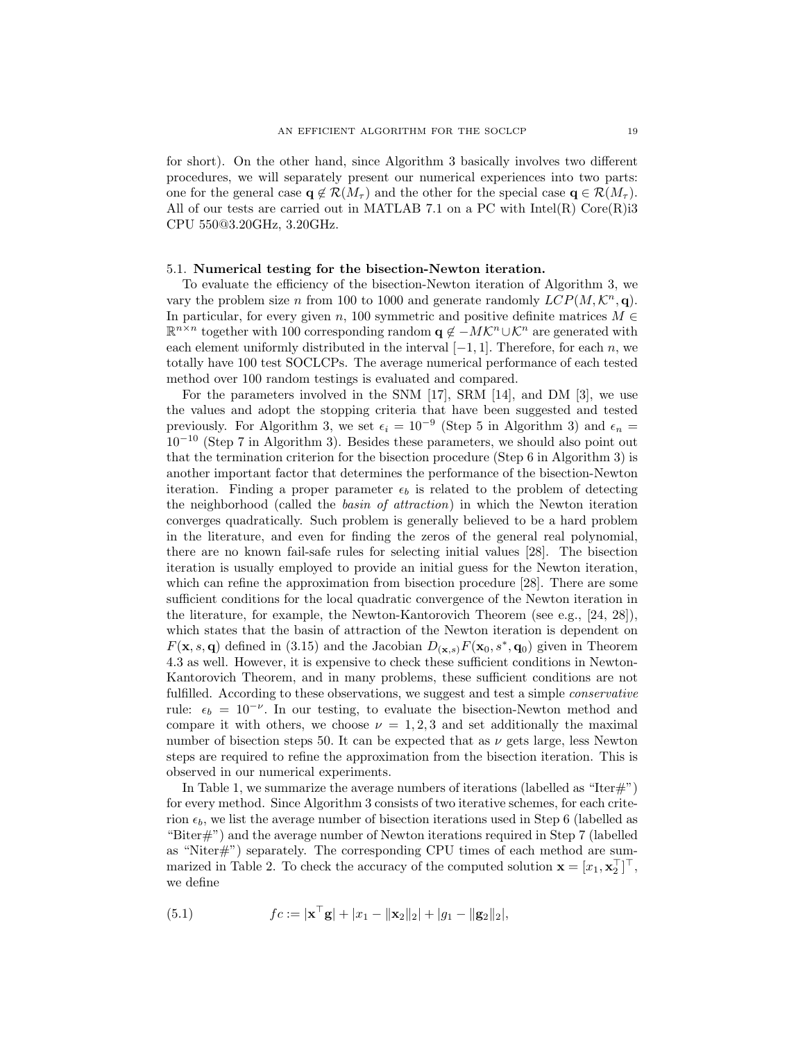for short). On the other hand, since Algorithm 3 basically involves two different procedures, we will separately present our numerical experiences into two parts: one for the general case $\mathbf{q} \notin \mathcal{R}(M_\tau)$ and the other for the special case $\mathbf{q} \in \mathcal{R}(M_\tau)$. All of our tests are carried out in MATLAB 7.1 on a PC with Intel(R) Core(R)i3 CPU 550@3.20GHz, 3.20GHz.

### 5.1. Numerical testing for the bisection-Newton iteration.

To evaluate the efficiency of the bisection-Newton iteration of Algorithm 3, we vary the problem size $n$ from 100 to 1000 and generate randomly $LCP(M, \mathcal{K}^n, \mathbf{q})$. In particular, for every given $n$, 100 symmetric and positive definite matrices $M \in \mathbb{R}^{n\times n}$ together with 100 corresponding random $\mathbf{q} \notin -M\mathcal{K}^n \cup \mathcal{K}^n$ are generated with each element uniformly distributed in the interval $[-1, 1]$. Therefore, for each $n$, we totally have 100 test SOCLCPs. The average numerical performance of each tested method over 100 random testings is evaluated and compared.

For the parameters involved in the SNM [17], SRM [14], and DM [3], we use the values and adopt the stopping criteria that have been suggested and tested previously. For Algorithm 3, we set $\epsilon_i = 10^{-9}$ (Step 5 in Algorithm 3) and $\epsilon_n = 10^{-10}$ (Step 7 in Algorithm 3). Besides these parameters, we should also point out that the termination criterion for the bisection procedure (Step 6 in Algorithm 3) is another important factor that determines the performance of the bisection-Newton iteration. Finding a proper parameter $\epsilon_b$ is related to the problem of detecting the neighborhood (called the *basin of attraction*) in which the Newton iteration converges quadratically. Such problem is generally believed to be a hard problem in the literature, and even for finding the zeros of the general real polynomial, there are no known fail-safe rules for selecting initial values [28]. The bisection iteration is usually employed to provide an initial guess for the Newton iteration, which can refine the approximation from bisection procedure [28]. There are some sufficient conditions for the local quadratic convergence of the Newton iteration in the literature, for example, the Newton-Kantorovich Theorem (see e.g., [24, 28]), which states that the basin of attraction of the Newton iteration is dependent on $F(\mathbf{x}, s, \mathbf{q})$ defined in (3.15) and the Jacobian $D_{(\mathbf{x},s)}F(\mathbf{x}_0, s^*, \mathbf{q}_0)$ given in Theorem 4.3 as well. However, it is expensive to check these sufficient conditions in Newton-Kantorovich Theorem, and in many problems, these sufficient conditions are not fulfilled. According to these observations, we suggest and test a simple *conservative* rule: $\epsilon_b = 10^{-\nu}$. In our testing, to evaluate the bisection-Newton method and compare it with others, we choose $\nu = 1, 2, 3$ and set additionally the maximal number of bisection steps 50. It can be expected that as $\nu$ gets large, less Newton steps are required to refine the approximation from the bisection iteration. This is observed in our numerical experiments.

In Table 1, we summarize the average numbers of iterations (labelled as "Iter#") for every method. Since Algorithm 3 consists of two iterative schemes, for each criterion $\epsilon_b$, we list the average number of bisection iterations used in Step 6 (labelled as "Biter#") and the average number of Newton iterations required in Step 7 (labelled as "Niter#") separately. The corresponding CPU times of each method are summarized in Table 2. To check the accuracy of the computed solution $\mathbf{x} = [x_1, \mathbf{x}_2^\top]^\top$, we define

$$fc := |\mathbf{x}^\top \mathbf{g}| + |x_1 - \|\mathbf{x}_2\|_2| + |g_1 - \|\mathbf{g}_2\|_2|, \tag{5.1}$$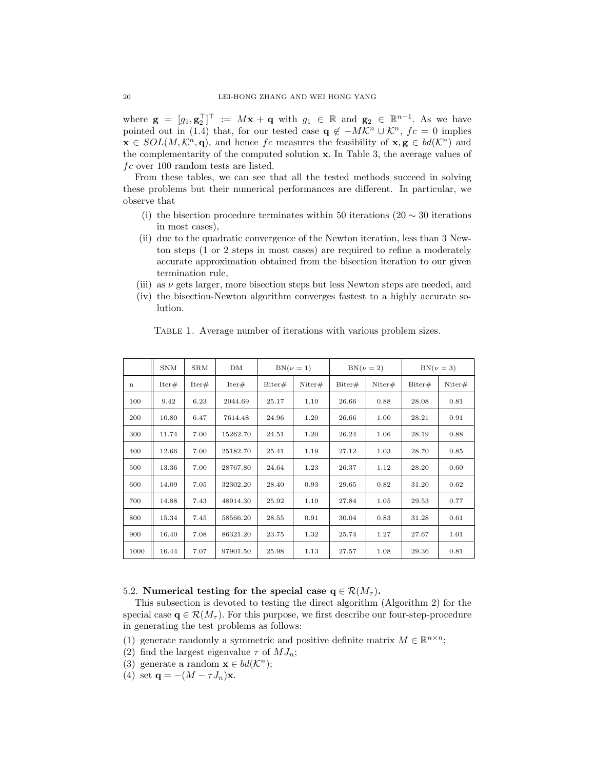where $\mathbf{g} = [g_1, \mathbf{g}_2^\top]^\top := M\mathbf{x} + \mathbf{q}$ with $g_1 \in \mathbb{R}$ and $\mathbf{g}_2 \in \mathbb{R}^{n-1}$. As we have pointed out in (1.4) that, for our tested case $\mathbf{q} \notin -M\mathcal{K}^n \cup \mathcal{K}^n$, $fc = 0$ implies $\mathbf{x} \in SOL(M, \mathcal{K}^n, \mathbf{q})$, and hence $fc$ measures the feasibility of $\mathbf{x}, \mathbf{g} \in bd(\mathcal{K}^n)$ and the complementarity of the computed solution $\mathbf{x}$. In Table 3, the average values of $fc$ over 100 random tests are listed.

From these tables, we can see that all the tested methods succeed in solving these problems but their numerical performances are different. In particular, we observe that

(i) the bisection procedure terminates within 50 iterations ($20 \sim 30$ iterations in most cases),
(ii) due to the quadratic convergence of the Newton iteration, less than 3 Newton steps (1 or 2 steps in most cases) are required to refine a moderately accurate approximation obtained from the bisection iteration to our given termination rule,
(iii) as $\nu$ gets larger, more bisection steps but less Newton steps are needed, and
(iv) the bisection-Newton algorithm converges fastest to a highly accurate solution.

Table 1. Average number of iterations with various problem sizes.

| | SNM | SRM | DM | BN($\nu = 1$) | | BN($\nu = 2$) | | BN($\nu = 3$) | |
|---|---|---|---|---|---|---|---|---|---|
| n | Iter# | Iter# | Iter# | Biter# | Niter# | Biter# | Niter# | Biter# | Niter# |
| 100 | 9.42 | 6.23 | 2044.69 | 25.17 | 1.10 | 26.66 | 0.88 | 28.08 | 0.81 |
| 200 | 10.80 | 6.47 | 7614.48 | 24.96 | 1.20 | 26.66 | 1.00 | 28.21 | 0.91 |
| 300 | 11.74 | 7.00 | 15262.70 | 24.51 | 1.20 | 26.24 | 1.06 | 28.19 | 0.88 |
| 400 | 12.66 | 7.00 | 25182.70 | 25.41 | 1.19 | 27.12 | 1.03 | 28.70 | 0.85 |
| 500 | 13.36 | 7.00 | 28767.80 | 24.64 | 1.23 | 26.37 | 1.12 | 28.20 | 0.60 |
| 600 | 14.09 | 7.05 | 32302.20 | 28.40 | 0.93 | 29.65 | 0.82 | 31.20 | 0.62 |
| 700 | 14.88 | 7.43 | 48914.30 | 25.92 | 1.19 | 27.84 | 1.05 | 29.53 | 0.77 |
| 800 | 15.34 | 7.45 | 58566.20 | 28.55 | 0.91 | 30.04 | 0.83 | 31.28 | 0.61 |
| 900 | 16.40 | 7.08 | 86321.20 | 23.75 | 1.32 | 25.74 | 1.27 | 27.67 | 1.01 |
| 1000 | 16.44 | 7.07 | 97901.50 | 25.98 | 1.13 | 27.57 | 1.08 | 29.36 | 0.81 |

### 5.2. Numerical testing for the special case $\mathbf{q} \in \mathcal{R}(M_\tau)$.

This subsection is devoted to testing the direct algorithm (Algorithm 2) for the special case $\mathbf{q} \in \mathcal{R}(M_\tau)$. For this purpose, we first describe our four-step-procedure in generating the test problems as follows:

(1) generate randomly a symmetric and positive definite matrix $M \in \mathbb{R}^{n\times n}$;
(2) find the largest eigenvalue $\tau$ of $MJ_n$;
(3) generate a random $\mathbf{x} \in bd(\mathcal{K}^n)$;
(4) set $\mathbf{q} = -(M - \tau J_n)\mathbf{x}$.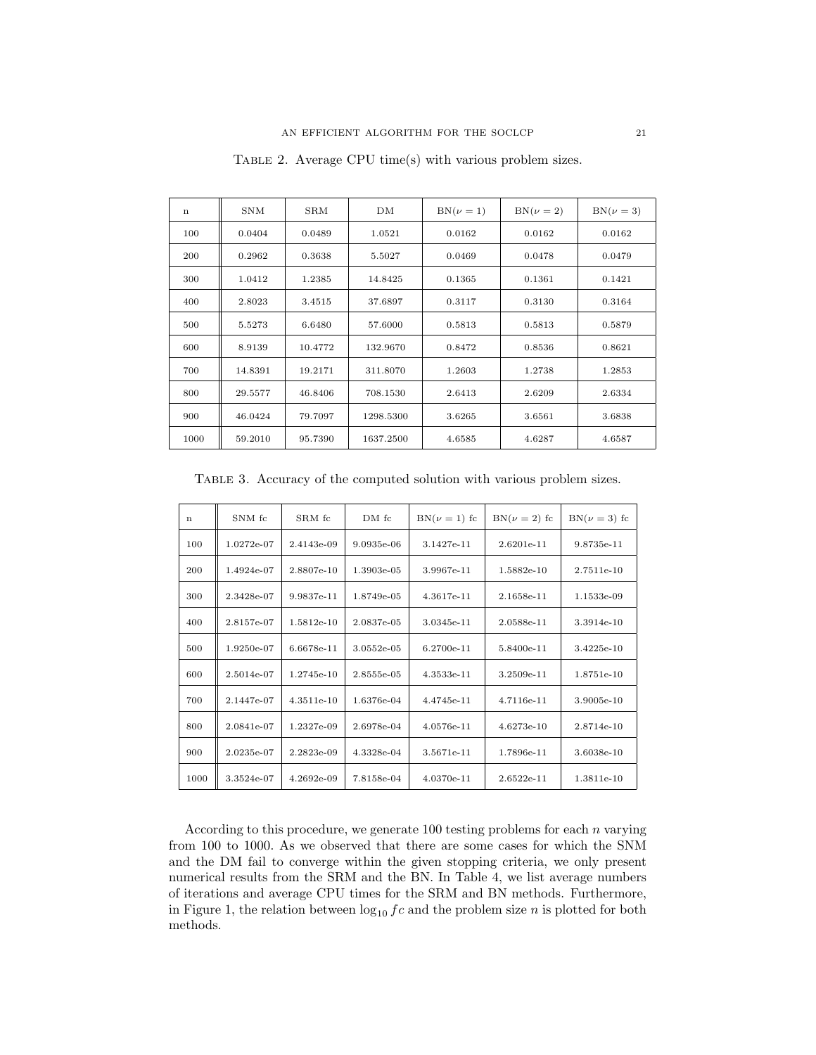TABLE 2. Average CPU time(s) with various problem sizes.

| n | SNM | SRM | DM | BN($\nu = 1$) | BN($\nu = 2$) | BN($\nu = 3$) |
|---|---|---|---|---|---|---|
| 100 | 0.0404 | 0.0489 | 1.0521 | 0.0162 | 0.0162 | 0.0162 |
| 200 | 0.2962 | 0.3638 | 5.5027 | 0.0469 | 0.0478 | 0.0479 |
| 300 | 1.0412 | 1.2385 | 14.8425 | 0.1365 | 0.1361 | 0.1421 |
| 400 | 2.8023 | 3.4515 | 37.6897 | 0.3117 | 0.3130 | 0.3164 |
| 500 | 5.5273 | 6.6480 | 57.6000 | 0.5813 | 0.5813 | 0.5879 |
| 600 | 8.9139 | 10.4772 | 132.9670 | 0.8472 | 0.8536 | 0.8621 |
| 700 | 14.8391 | 19.2171 | 311.8070 | 1.2603 | 1.2738 | 1.2853 |
| 800 | 29.5577 | 46.8406 | 708.1530 | 2.6413 | 2.6209 | 2.6334 |
| 900 | 46.0424 | 79.7097 | 1298.5300 | 3.6265 | 3.6561 | 3.6838 |
| 1000 | 59.2010 | 95.7390 | 1637.2500 | 4.6585 | 4.6287 | 4.6587 |

TABLE 3. Accuracy of the computed solution with various problem sizes.

| n | SNM fc | SRM fc | DM fc | BN($\nu = 1$) fc | BN($\nu = 2$) fc | BN($\nu = 3$) fc |
|---|---|---|---|---|---|---|
| 100 | 1.0272e-07 | 2.4143e-09 | 9.0935e-06 | 3.1427e-11 | 2.6201e-11 | 9.8735e-11 |
| 200 | 1.4924e-07 | 2.8807e-10 | 1.3903e-05 | 3.9967e-11 | 1.5882e-10 | 2.7511e-10 |
| 300 | 2.3428e-07 | 9.9837e-11 | 1.8749e-05 | 4.3617e-11 | 2.1658e-11 | 1.1533e-09 |
| 400 | 2.8157e-07 | 1.5812e-10 | 2.0837e-05 | 3.0345e-11 | 2.0588e-11 | 3.3914e-10 |
| 500 | 1.9250e-07 | 6.6678e-11 | 3.0552e-05 | 6.2700e-11 | 5.8400e-11 | 3.4225e-10 |
| 600 | 2.5014e-07 | 1.2745e-10 | 2.8555e-05 | 4.3533e-11 | 3.2509e-11 | 1.8751e-10 |
| 700 | 2.1447e-07 | 4.3511e-10 | 1.6376e-04 | 4.4745e-11 | 4.7116e-11 | 3.9005e-10 |
| 800 | 2.0841e-07 | 1.2327e-09 | 2.6978e-04 | 4.0576e-11 | 4.6273e-10 | 2.8714e-10 |
| 900 | 2.0235e-07 | 2.2823e-09 | 4.3328e-04 | 3.5671e-11 | 1.7896e-11 | 3.6038e-10 |
| 1000 | 3.3524e-07 | 4.2692e-09 | 7.8158e-04 | 4.0370e-11 | 2.6522e-11 | 1.3811e-10 |

According to this procedure, we generate 100 testing problems for each $n$ varying from 100 to 1000. As we observed that there are some cases for which the SNM and the DM fail to converge within the given stopping criteria, we only present numerical results from the SRM and the BN. In Table 4, we list average numbers of iterations and average CPU times for the SRM and BN methods. Furthermore, in Figure 1, the relation between $\log_{10} fc$ and the problem size $n$ is plotted for both methods.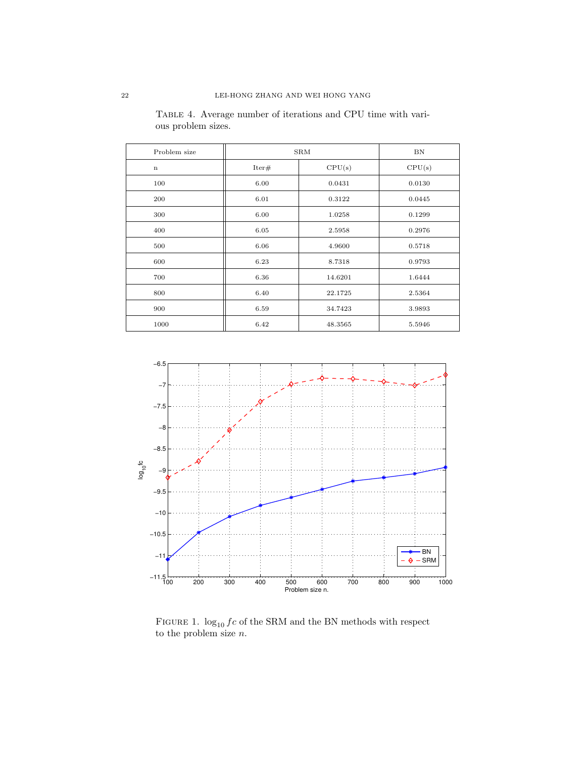TABLE 4. Average number of iterations and CPU time with various problem sizes.

| Problem size | SRM | | BN |
|---|---|---|---|
| n | Iter# | CPU(s) | CPU(s) |
| 100 | 6.00 | 0.0431 | 0.0130 |
| 200 | 6.01 | 0.3122 | 0.0445 |
| 300 | 6.00 | 1.0258 | 0.1299 |
| 400 | 6.05 | 2.5958 | 0.2976 |
| 500 | 6.06 | 4.9600 | 0.5718 |
| 600 | 6.23 | 8.7318 | 0.9793 |
| 700 | 6.36 | 14.6201 | 1.6444 |
| 800 | 6.40 | 22.1725 | 2.5364 |
| 900 | 6.59 | 34.7423 | 3.9893 |
| 1000 | 6.42 | 48.3565 | 5.5946 |

FIGURE 1. $\log_{10} fc$ of the SRM and the BN methods with respect to the problem size $n$.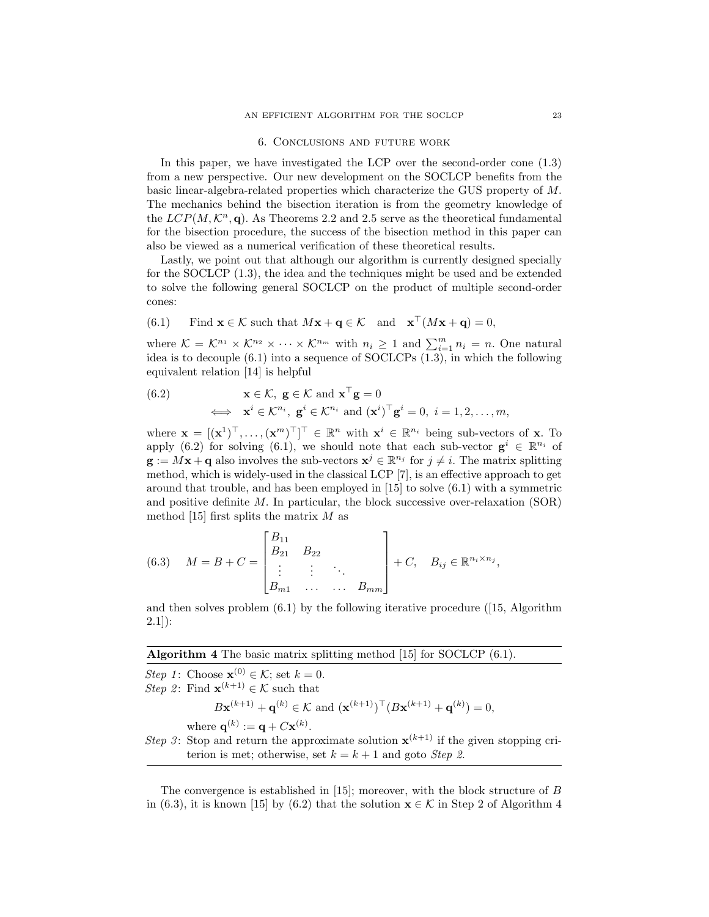## 6. Conclusions and future work

In this paper, we have investigated the LCP over the second-order cone (1.3) from a new perspective. Our new development on the SOCLCP benefits from the basic linear-algebra-related properties which characterize the GUS property of $M$. The mechanics behind the bisection iteration is from the geometry knowledge of the $LCP(M, \mathcal{K}^n, \mathbf{q})$. As Theorems 2.2 and 2.5 serve as the theoretical fundamental for the bisection procedure, the success of the bisection method in this paper can also be viewed as a numerical verification of these theoretical results.

Lastly, we point out that although our algorithm is currently designed specially for the SOCLCP (1.3), the idea and the techniques might be used and be extended to solve the following general SOCLCP on the product of multiple second-order cones:

$$\text{Find } \mathbf{x} \in \mathcal{K} \text{ such that } M\mathbf{x} + \mathbf{q} \in \mathcal{K} \quad \text{and} \quad \mathbf{x}^\top(M\mathbf{x} + \mathbf{q}) = 0, \tag{6.1}$$

where $\mathcal{K} = \mathcal{K}^{n_1} \times \mathcal{K}^{n_2} \times \cdots \times \mathcal{K}^{n_m}$ with $n_i \geq 1$ and $\sum_{i=1}^m n_i = n$. One natural idea is to decouple (6.1) into a sequence of SOCLCPs (1.3), in which the following equivalent relation [14] is helpful

$$\begin{aligned} & \mathbf{x} \in \mathcal{K},\ \mathbf{g} \in \mathcal{K} \text{ and } \mathbf{x}^\top \mathbf{g} = 0 \\ \Longleftrightarrow \quad & \mathbf{x}^i \in \mathcal{K}^{n_i},\ \mathbf{g}^i \in \mathcal{K}^{n_i} \text{ and } (\mathbf{x}^i)^\top \mathbf{g}^i = 0,\ i = 1, 2, \ldots, m, \end{aligned} \tag{6.2}$$

where $\mathbf{x} = [(\mathbf{x}^1)^\top, \ldots, (\mathbf{x}^m)^\top]^\top \in \mathbb{R}^n$ with $\mathbf{x}^i \in \mathbb{R}^{n_i}$ being sub-vectors of $\mathbf{x}$. To apply (6.2) for solving (6.1), we should note that each sub-vector $\mathbf{g}^i \in \mathbb{R}^{n_i}$ of $\mathbf{g} := M\mathbf{x} + \mathbf{q}$ also involves the sub-vectors $\mathbf{x}^j \in \mathbb{R}^{n_j}$ for $j \neq i$. The matrix splitting method, which is widely-used in the classical LCP [7], is an effective approach to get around that trouble, and has been employed in [15] to solve (6.1) with a symmetric and positive definite $M$. In particular, the block successive over-relaxation (SOR) method [15] first splits the matrix $M$ as

$$M = B + C = \begin{bmatrix} B_{11} & & & \\ B_{21} & B_{22} & & \\ \vdots & \vdots & \ddots & \\ B_{m1} & \ldots & \ldots & B_{mm} \end{bmatrix} + C, \quad B_{ij} \in \mathbb{R}^{n_i \times n_j}, \tag{6.3}$$

and then solves problem (6.1) by the following iterative procedure ([15, Algorithm 2.1]):

---

**Algorithm 4** The basic matrix splitting method [15] for SOCLCP (6.1).

---

*Step 1*: Choose $\mathbf{x}^{(0)} \in \mathcal{K}$; set $k = 0$.

*Step 2*: Find $\mathbf{x}^{(k+1)} \in \mathcal{K}$ such that

$$B\mathbf{x}^{(k+1)} + \mathbf{q}^{(k)} \in \mathcal{K} \text{ and } (\mathbf{x}^{(k+1)})^\top (B\mathbf{x}^{(k+1)} + \mathbf{q}^{(k)}) = 0,$$

where $\mathbf{q}^{(k)} := \mathbf{q} + C\mathbf{x}^{(k)}$.

*Step 3*: Stop and return the approximate solution $\mathbf{x}^{(k+1)}$ if the given stopping criterion is met; otherwise, set $k = k + 1$ and goto *Step 2*.

---

The convergence is established in [15]; moreover, with the block structure of $B$ in (6.3), it is known [15] by (6.2) that the solution $\mathbf{x} \in \mathcal{K}$ in Step 2 of Algorithm 4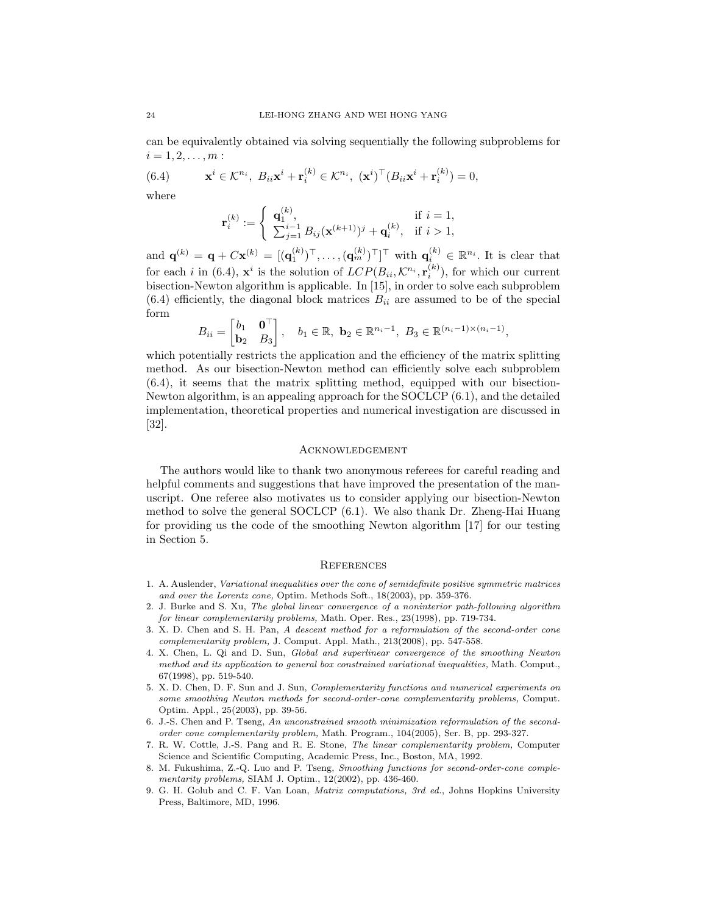can be equivalently obtained via solving sequentially the following subproblems for $i = 1, 2, \ldots, m$ :

$$
\mathbf{x}^i \in \mathcal{K}^{n_i},\ B_{ii}\mathbf{x}^i + \mathbf{r}_i^{(k)} \in \mathcal{K}^{n_i},\ (\mathbf{x}^i)^\top (B_{ii}\mathbf{x}^i + \mathbf{r}_i^{(k)}) = 0, \tag{6.4}
$$

where

$$
\mathbf{r}_i^{(k)} := \begin{cases} \mathbf{q}_1^{(k)}, & \text{if } i = 1, \\ \sum_{j=1}^{i-1} B_{ij}(\mathbf{x}^{(k+1)})^j + \mathbf{q}_i^{(k)}, & \text{if } i > 1, \end{cases}
$$

and $\mathbf{q}^{(k)} = \mathbf{q} + C\mathbf{x}^{(k)} = [(\mathbf{q}_1^{(k)})^\top, \ldots, (\mathbf{q}_m^{(k)})^\top]^\top$ with $\mathbf{q}_i^{(k)} \in \mathbb{R}^{n_i}$. It is clear that for each $i$ in (6.4), $\mathbf{x}^i$ is the solution of $LCP(B_{ii}, \mathcal{K}^{n_i}, \mathbf{r}_i^{(k)})$, for which our current bisection-Newton algorithm is applicable. In [15], in order to solve each subproblem (6.4) efficiently, the diagonal block matrices $B_{ii}$ are assumed to be of the special form

$$
B_{ii} = \begin{bmatrix} b_1 & \mathbf{0}^\top \\ \mathbf{b}_2 & B_3 \end{bmatrix}, \quad b_1 \in \mathbb{R},\ \mathbf{b}_2 \in \mathbb{R}^{n_i - 1},\ B_3 \in \mathbb{R}^{(n_i-1)\times(n_i-1)},
$$

which potentially restricts the application and the efficiency of the matrix splitting method. As our bisection-Newton method can efficiently solve each subproblem (6.4), it seems that the matrix splitting method, equipped with our bisection-Newton algorithm, is an appealing approach for the SOCLCP (6.1), and the detailed implementation, theoretical properties and numerical investigation are discussed in [32].

## Acknowledgement

The authors would like to thank two anonymous referees for careful reading and helpful comments and suggestions that have improved the presentation of the manuscript. One referee also motivates us to consider applying our bisection-Newton method to solve the general SOCLCP (6.1). We also thank Dr. Zheng-Hai Huang for providing us the code of the smoothing Newton algorithm [17] for our testing in Section 5.

## References

1. A. Auslender, *Variational inequalities over the cone of semidefinite positive symmetric matrices and over the Lorentz cone,* Optim. Methods Soft., 18(2003), pp. 359-376.
2. J. Burke and S. Xu, *The global linear convergence of a noninterior path-following algorithm for linear complementarity problems,* Math. Oper. Res., 23(1998), pp. 719-734.
3. X. D. Chen and S. H. Pan, *A descent method for a reformulation of the second-order cone complementarity problem,* J. Comput. Appl. Math., 213(2008), pp. 547-558.
4. X. Chen, L. Qi and D. Sun, *Global and superlinear convergence of the smoothing Newton method and its application to general box constrained variational inequalities,* Math. Comput., 67(1998), pp. 519-540.
5. X. D. Chen, D. F. Sun and J. Sun, *Complementarity functions and numerical experiments on some smoothing Newton methods for second-order-cone complementarity problems,* Comput. Optim. Appl., 25(2003), pp. 39-56.
6. J.-S. Chen and P. Tseng, *An unconstrained smooth minimization reformulation of the second-order cone complementarity problem,* Math. Program., 104(2005), Ser. B, pp. 293-327.
7. R. W. Cottle, J.-S. Pang and R. E. Stone, *The linear complementarity problem,* Computer Science and Scientific Computing, Academic Press, Inc., Boston, MA, 1992.
8. M. Fukushima, Z.-Q. Luo and P. Tseng, *Smoothing functions for second-order-cone complementarity problems,* SIAM J. Optim., 12(2002), pp. 436-460.
9. G. H. Golub and C. F. Van Loan, *Matrix computations, 3rd ed.*, Johns Hopkins University Press, Baltimore, MD, 1996.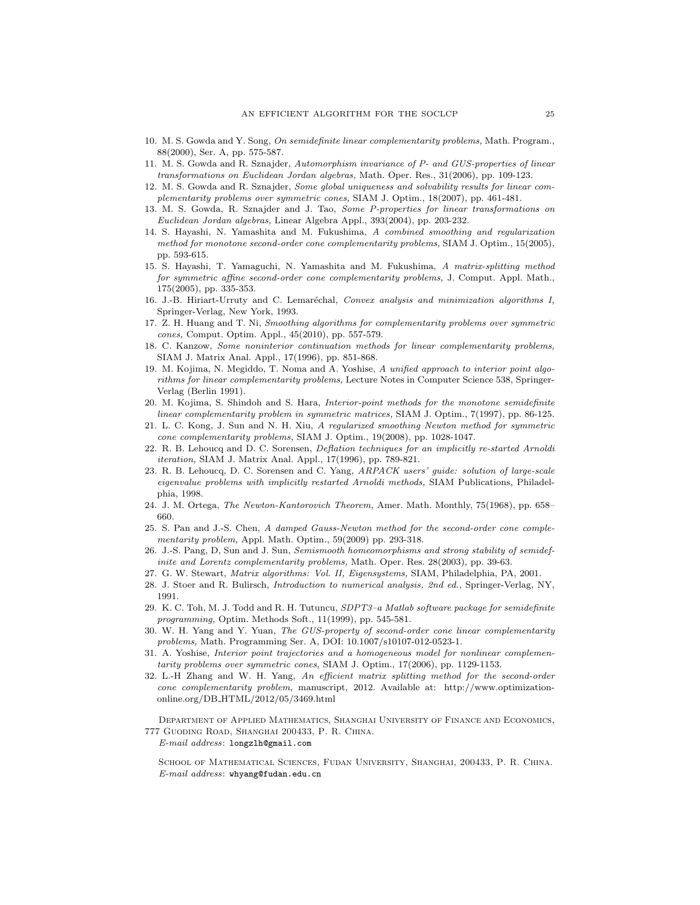10. M. S. Gowda and Y. Song, *On semidefinite linear complementarity problems,* Math. Program., 88(2000), Ser. A, pp. 575-587.
11. M. S. Gowda and R. Sznajder, *Automorphism invariance of P- and GUS-properties of linear transformations on Euclidean Jordan algebras,* Math. Oper. Res., 31(2006), pp. 109-123.
12. M. S. Gowda and R. Sznajder, *Some global uniqueness and solvability results for linear complementarity problems over symmetric cones,* SIAM J. Optim., 18(2007), pp. 461-481.
13. M. S. Gowda, R. Sznajder and J. Tao, *Some P-properties for linear transformations on Euclidean Jordan algebras,* Linear Algebra Appl., 393(2004), pp. 203-232.
14. S. Hayashi, N. Yamashita and M. Fukushima, *A combined smoothing and regularization method for monotone second-order cone complementarity problems,* SIAM J. Optim., 15(2005), pp. 593-615.
15. S. Hayashi, T. Yamaguchi, N. Yamashita and M. Fukushima, *A matrix-splitting method for symmetric affine second-order cone complementarity problems,* J. Comput. Appl. Math., 175(2005), pp. 335-353.
16. J.-B. Hiriart-Urruty and C. Lemaréchal, *Convex analysis and minimization algorithms I,* Springer-Verlag, New York, 1993.
17. Z. H. Huang and T. Ni, *Smoothing algorithms for complementarity problems over symmetric cones,* Comput. Optim. Appl., 45(2010), pp. 557-579.
18. C. Kanzow, *Some noninterior continuation methods for linear complementarity problems,* SIAM J. Matrix Anal. Appl., 17(1996), pp. 851-868.
19. M. Kojima, N. Megiddo, T. Noma and A. Yoshise, *A unified approach to interior point algorithms for linear complementarity problems,* Lecture Notes in Computer Science 538, Springer-Verlag (Berlin 1991).
20. M. Kojima, S. Shindoh and S. Hara, *Interior-point methods for the monotone semidefinite linear complementarity problem in symmetric matrices,* SIAM J. Optim., 7(1997), pp. 86-125.
21. L. C. Kong, J. Sun and N. H. Xiu, *A regularized smoothing Newton method for symmetric cone complementarity problems,* SIAM J. Optim., 19(2008), pp. 1028-1047.
22. R. B. Lehoucq and D. C. Sorensen, *Deflation techniques for an implicitly re-started Arnoldi iteration,* SIAM J. Matrix Anal. Appl., 17(1996), pp. 789-821.
23. R. B. Lehoucq, D. C. Sorensen and C. Yang, *ARPACK users' guide: solution of large-scale eigenvalue problems with implicitly restarted Arnoldi methods,* SIAM Publications, Philadelphia, 1998.
24. J. M. Ortega, *The Newton-Kantorovich Theorem,* Amer. Math. Monthly, 75(1968), pp. 658–660.
25. S. Pan and J.-S. Chen, *A damped Gauss-Newton method for the second-order cone complementarity problem,* Appl. Math. Optim., 59(2009) pp. 293-318.
26. J.-S. Pang, D, Sun and J. Sun, *Semismooth homeomorphisms and strong stability of semidefinite and Lorentz complementarity problems,* Math. Oper. Res. 28(2003), pp. 39-63.
27. G. W. Stewart, *Matrix algorithms: Vol. II, Eigensystems,* SIAM, Philadelphia, PA, 2001.
28. J. Stoer and R. Bulirsch, *Introduction to numerical analysis, 2nd ed.*, Springer-Verlag, NY, 1991.
29. K. C. Toh, M. J. Todd and R. H. Tutuncu, *SDPT3–a Matlab software package for semidefinite programming,* Optim. Methods Soft., 11(1999), pp. 545-581.
30. W. H. Yang and Y. Yuan, *The GUS-property of second-order cone linear complementarity problems,* Math. Programming Ser. A, DOI: 10.1007/s10107-012-0523-1.
31. A. Yoshise, *Interior point trajectories and a homogeneous model for nonlinear complementarity problems over symmetric cones,* SIAM J. Optim., 17(2006), pp. 1129-1153.
32. L.-H Zhang and W. H. Yang, *An efficient matrix splitting method for the second-order cone complementarity problem*, manuscript, 2012. Available at: http://www.optimization-online.org/DB_HTML/2012/05/3469.html

Department of Applied Mathematics, Shanghai University of Finance and Economics, 777 Guoding Road, Shanghai 200433, P. R. China.
*E-mail address*: longzlh@gmail.com

School of Mathematical Sciences, Fudan University, Shanghai, 200433, P. R. China.
*E-mail address*: whyang@fudan.edu.cn